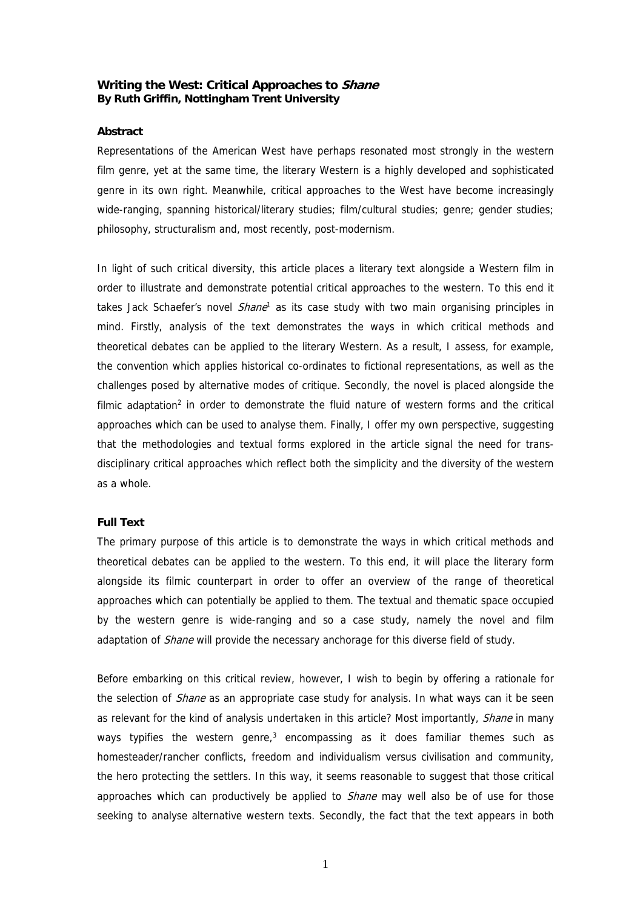**Writing the West: Critical Approaches to *Shane***
**By Ruth Griffin, Nottingham Trent University**

**Abstract**

Representations of the American West have perhaps resonated most strongly in the western film genre, yet at the same time, the literary Western is a highly developed and sophisticated genre in its own right. Meanwhile, critical approaches to the West have become increasingly wide-ranging, spanning historical/literary studies; film/cultural studies; genre; gender studies; philosophy, structuralism and, most recently, post-modernism.

In light of such critical diversity, this article places a literary text alongside a Western film in order to illustrate and demonstrate potential critical approaches to the western. To this end it takes Jack Schaefer's novel *Shane*[1] as its case study with two main organising principles in mind. Firstly, analysis of the text demonstrates the ways in which critical methods and theoretical debates can be applied to the literary Western. As a result, I assess, for example, the convention which applies historical co-ordinates to fictional representations, as well as the challenges posed by alternative modes of critique. Secondly, the novel is placed alongside the filmic adaptation[2] in order to demonstrate the fluid nature of western forms and the critical approaches which can be used to analyse them. Finally, I offer my own perspective, suggesting that the methodologies and textual forms explored in the article signal the need for trans-disciplinary critical approaches which reflect both the simplicity and the diversity of the western as a whole.

**Full Text**

The primary purpose of this article is to demonstrate the ways in which critical methods and theoretical debates can be applied to the western. To this end, it will place the literary form alongside its filmic counterpart in order to offer an overview of the range of theoretical approaches which can potentially be applied to them. The textual and thematic space occupied by the western genre is wide-ranging and so a case study, namely the novel and film adaptation of *Shane* will provide the necessary anchorage for this diverse field of study.

Before embarking on this critical review, however, I wish to begin by offering a rationale for the selection of *Shane* as an appropriate case study for analysis. In what ways can it be seen as relevant for the kind of analysis undertaken in this article? Most importantly, *Shane* in many ways typifies the western genre,[3] encompassing as it does familiar themes such as homesteader/rancher conflicts, freedom and individualism versus civilisation and community, the hero protecting the settlers. In this way, it seems reasonable to suggest that those critical approaches which can productively be applied to *Shane* may well also be of use for those seeking to analyse alternative western texts. Secondly, the fact that the text appears in both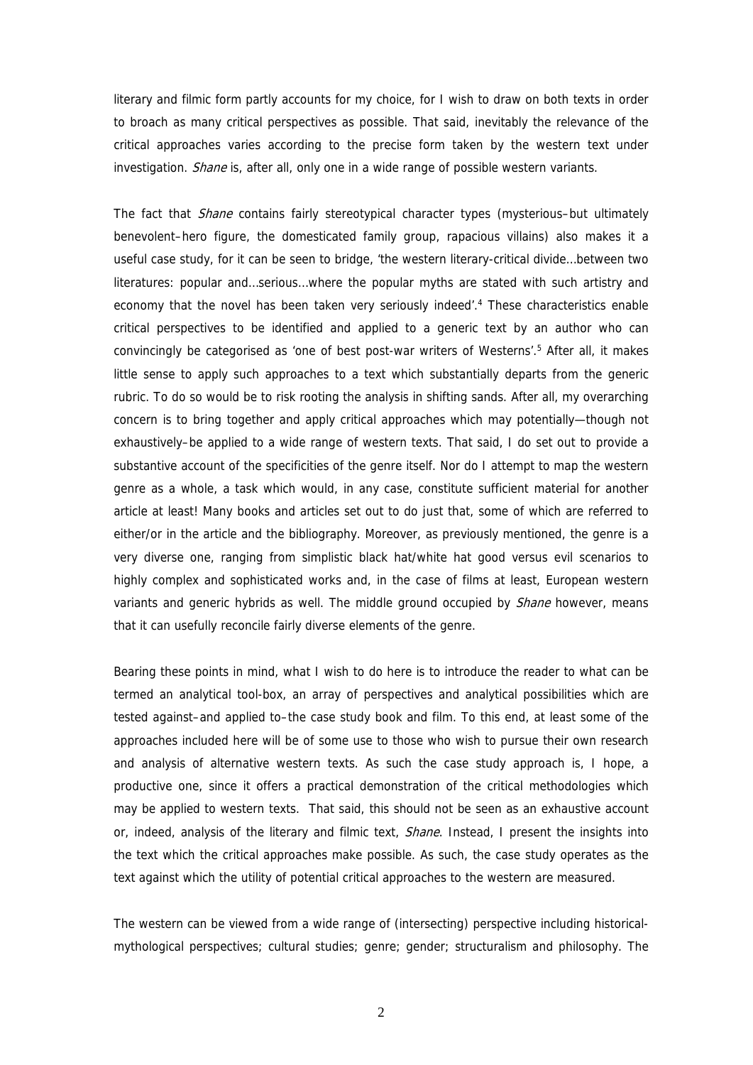literary and filmic form partly accounts for my choice, for I wish to draw on both texts in order to broach as many critical perspectives as possible. That said, inevitably the relevance of the critical approaches varies according to the precise form taken by the western text under investigation. *Shane* is, after all, only one in a wide range of possible western variants.

The fact that *Shane* contains fairly stereotypical character types (mysterious–but ultimately benevolent–hero figure, the domesticated family group, rapacious villains) also makes it a useful case study, for it can be seen to bridge, 'the western literary-critical divide…between two literatures: popular and…serious…where the popular myths are stated with such artistry and economy that the novel has been taken very seriously indeed'.[4] These characteristics enable critical perspectives to be identified and applied to a generic text by an author who can convincingly be categorised as 'one of best post-war writers of Westerns'.[5] After all, it makes little sense to apply such approaches to a text which substantially departs from the generic rubric. To do so would be to risk rooting the analysis in shifting sands. After all, my overarching concern is to bring together and apply critical approaches which may potentially—though not exhaustively–be applied to a wide range of western texts. That said, I do set out to provide a substantive account of the specificities of the genre itself. Nor do I attempt to map the western genre as a whole, a task which would, in any case, constitute sufficient material for another article at least! Many books and articles set out to do just that, some of which are referred to either/or in the article and the bibliography. Moreover, as previously mentioned, the genre is a very diverse one, ranging from simplistic black hat/white hat good versus evil scenarios to highly complex and sophisticated works and, in the case of films at least, European western variants and generic hybrids as well. The middle ground occupied by *Shane* however, means that it can usefully reconcile fairly diverse elements of the genre.

Bearing these points in mind, what I wish to do here is to introduce the reader to what can be termed an analytical tool-box, an array of perspectives and analytical possibilities which are tested against–and applied to–the case study book and film. To this end, at least some of the approaches included here will be of some use to those who wish to pursue their own research and analysis of alternative western texts. As such the case study approach is, I hope, a productive one, since it offers a practical demonstration of the critical methodologies which may be applied to western texts. That said, this should not be seen as an exhaustive account or, indeed, analysis of the literary and filmic text, *Shane*. Instead, I present the insights into the text which the critical approaches make possible. As such, the case study operates as the text against which the utility of potential critical approaches to the western are measured.

The western can be viewed from a wide range of (intersecting) perspective including historical-mythological perspectives; cultural studies; genre; gender; structuralism and philosophy. The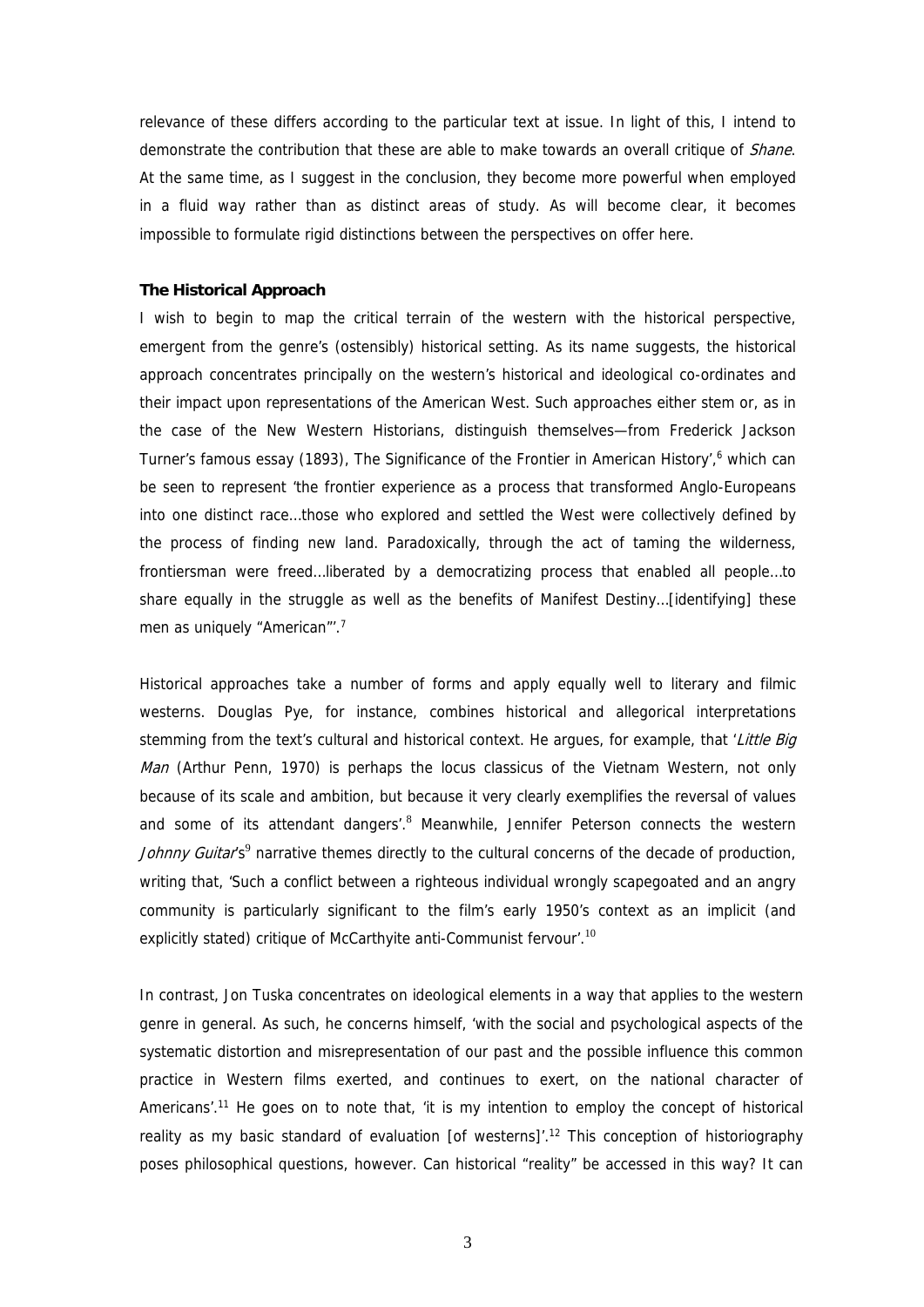relevance of these differs according to the particular text at issue. In light of this, I intend to demonstrate the contribution that these are able to make towards an overall critique of *Shane*. At the same time, as I suggest in the conclusion, they become more powerful when employed in a fluid way rather than as distinct areas of study. As will become clear, it becomes impossible to formulate rigid distinctions between the perspectives on offer here.

**The Historical Approach**

I wish to begin to map the critical terrain of the western with the historical perspective, emergent from the genre's (ostensibly) historical setting. As its name suggests, the historical approach concentrates principally on the western's historical and ideological co-ordinates and their impact upon representations of the American West. Such approaches either stem or, as in the case of the New Western Historians, distinguish themselves—from Frederick Jackson Turner's famous essay (1893), The Significance of the Frontier in American History',[6] which can be seen to represent 'the frontier experience as a process that transformed Anglo-Europeans into one distinct race…those who explored and settled the West were collectively defined by the process of finding new land. Paradoxically, through the act of taming the wilderness, frontiersman were freed…liberated by a democratizing process that enabled all people…to share equally in the struggle as well as the benefits of Manifest Destiny…[identifying] these men as uniquely "American"'.[7]

Historical approaches take a number of forms and apply equally well to literary and filmic westerns. Douglas Pye, for instance, combines historical and allegorical interpretations stemming from the text's cultural and historical context. He argues, for example, that '*Little Big Man* (Arthur Penn, 1970) is perhaps the locus classicus of the Vietnam Western, not only because of its scale and ambition, but because it very clearly exemplifies the reversal of values and some of its attendant dangers'.[8] Meanwhile, Jennifer Peterson connects the western *Johnny Guitar*'s[9] narrative themes directly to the cultural concerns of the decade of production, writing that, 'Such a conflict between a righteous individual wrongly scapegoated and an angry community is particularly significant to the film's early 1950's context as an implicit (and explicitly stated) critique of McCarthyite anti-Communist fervour'.[10]

In contrast, Jon Tuska concentrates on ideological elements in a way that applies to the western genre in general. As such, he concerns himself, 'with the social and psychological aspects of the systematic distortion and misrepresentation of our past and the possible influence this common practice in Western films exerted, and continues to exert, on the national character of Americans'.[11] He goes on to note that, 'it is my intention to employ the concept of historical reality as my basic standard of evaluation [of westerns]'.[12] This conception of historiography poses philosophical questions, however. Can historical "reality" be accessed in this way? It can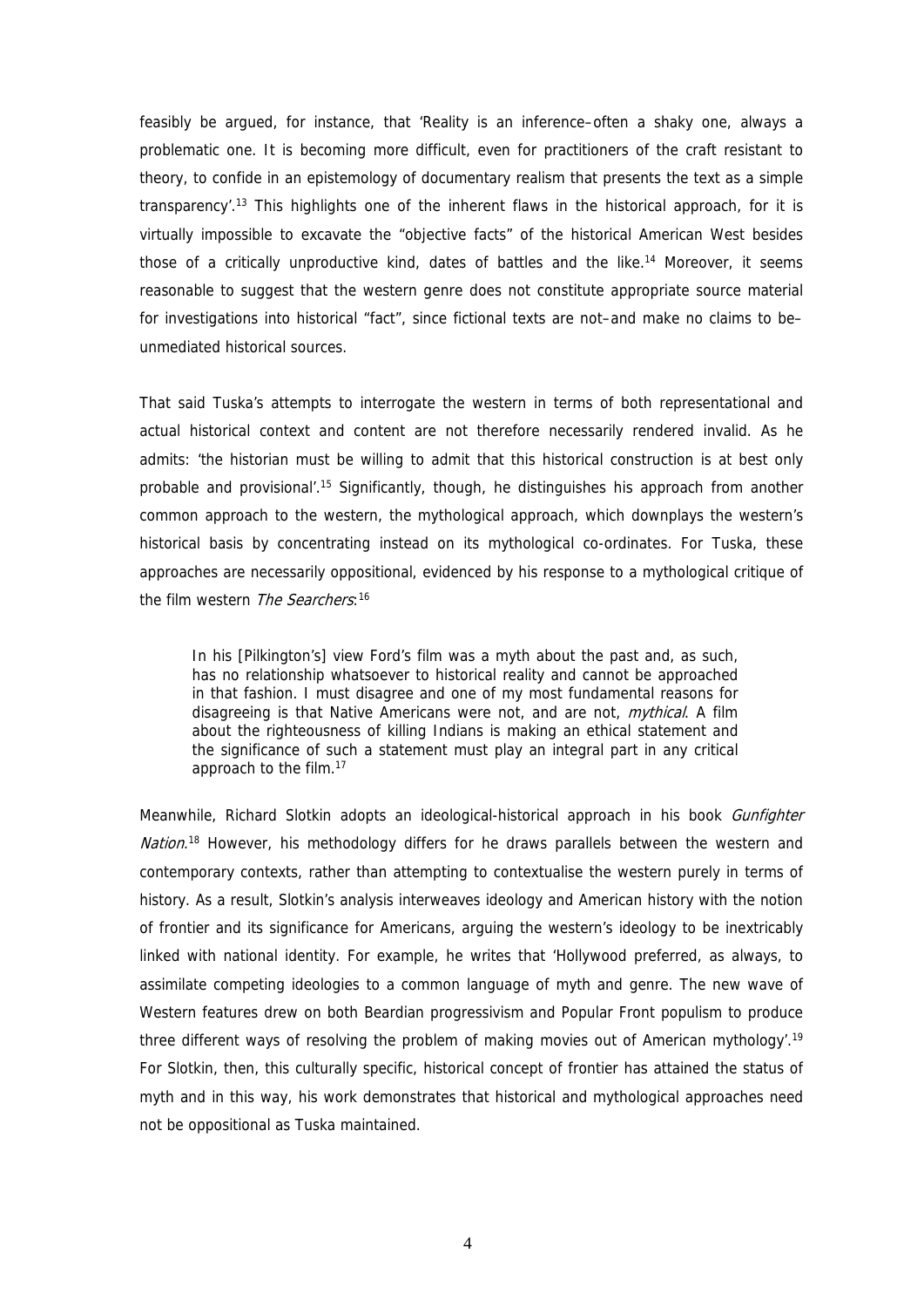feasibly be argued, for instance, that 'Reality is an inference–often a shaky one, always a problematic one. It is becoming more difficult, even for practitioners of the craft resistant to theory, to confide in an epistemology of documentary realism that presents the text as a simple transparency'.[13] This highlights one of the inherent flaws in the historical approach, for it is virtually impossible to excavate the "objective facts" of the historical American West besides those of a critically unproductive kind, dates of battles and the like.[14] Moreover, it seems reasonable to suggest that the western genre does not constitute appropriate source material for investigations into historical "fact", since fictional texts are not–and make no claims to be–unmediated historical sources.

That said Tuska's attempts to interrogate the western in terms of both representational and actual historical context and content are not therefore necessarily rendered invalid. As he admits: 'the historian must be willing to admit that this historical construction is at best only probable and provisional'.[15] Significantly, though, he distinguishes his approach from another common approach to the western, the mythological approach, which downplays the western's historical basis by concentrating instead on its mythological co-ordinates. For Tuska, these approaches are necessarily oppositional, evidenced by his response to a mythological critique of the film western *The Searchers*:[16]

> In his [Pilkington's] view Ford's film was a myth about the past and, as such, has no relationship whatsoever to historical reality and cannot be approached in that fashion. I must disagree and one of my most fundamental reasons for disagreeing is that Native Americans were not, and are not, *mythical*. A film about the righteousness of killing Indians is making an ethical statement and the significance of such a statement must play an integral part in any critical approach to the film.[17]

Meanwhile, Richard Slotkin adopts an ideological-historical approach in his book *Gunfighter Nation*.[18] However, his methodology differs for he draws parallels between the western and contemporary contexts, rather than attempting to contextualise the western purely in terms of history. As a result, Slotkin's analysis interweaves ideology and American history with the notion of frontier and its significance for Americans, arguing the western's ideology to be inextricably linked with national identity. For example, he writes that 'Hollywood preferred, as always, to assimilate competing ideologies to a common language of myth and genre. The new wave of Western features drew on both Beardian progressivism and Popular Front populism to produce three different ways of resolving the problem of making movies out of American mythology'.[19] For Slotkin, then, this culturally specific, historical concept of frontier has attained the status of myth and in this way, his work demonstrates that historical and mythological approaches need not be oppositional as Tuska maintained.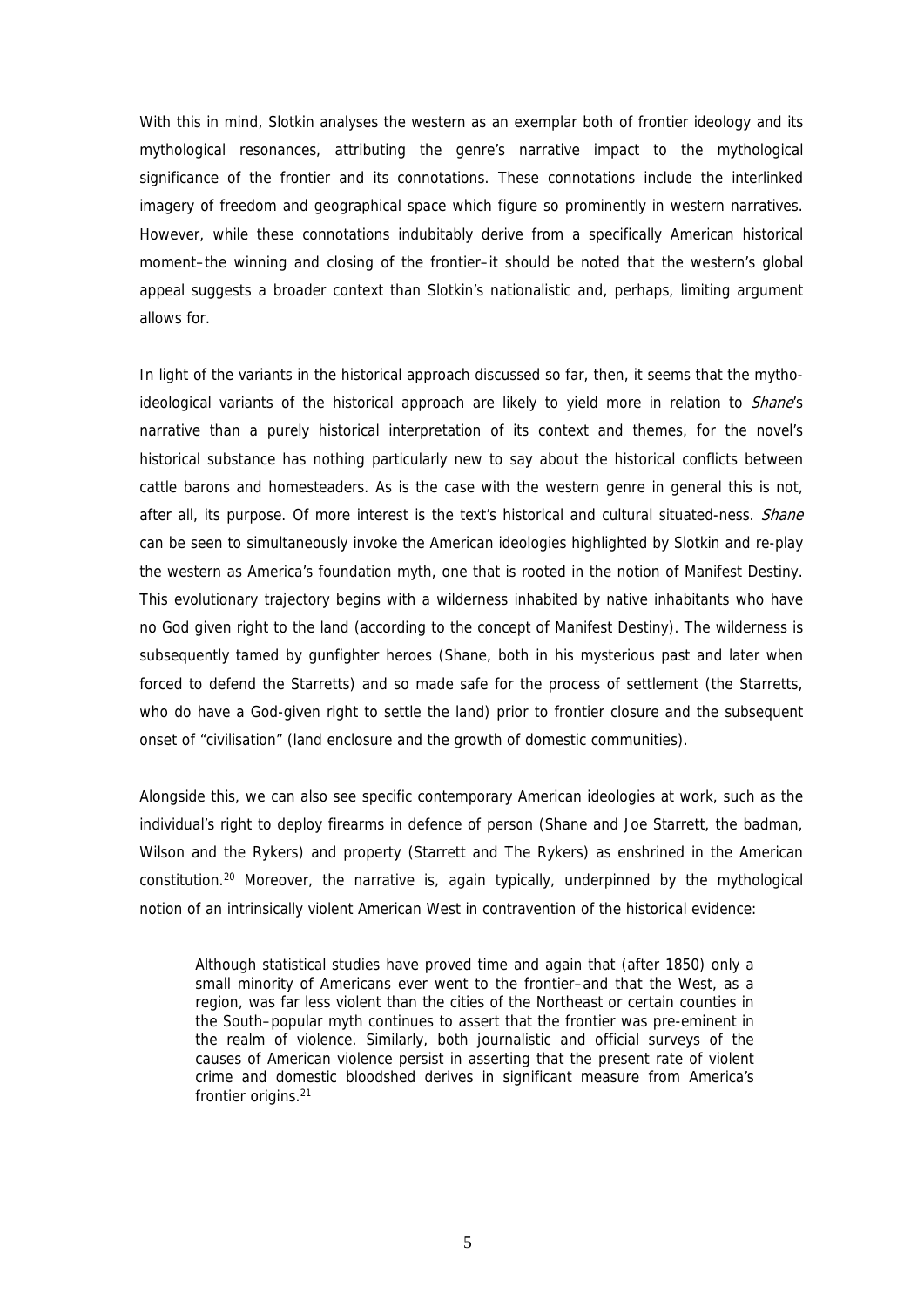With this in mind, Slotkin analyses the western as an exemplar both of frontier ideology and its mythological resonances, attributing the genre's narrative impact to the mythological significance of the frontier and its connotations. These connotations include the interlinked imagery of freedom and geographical space which figure so prominently in western narratives. However, while these connotations indubitably derive from a specifically American historical moment–the winning and closing of the frontier–it should be noted that the western's global appeal suggests a broader context than Slotkin's nationalistic and, perhaps, limiting argument allows for.

In light of the variants in the historical approach discussed so far, then, it seems that the mytho-ideological variants of the historical approach are likely to yield more in relation to *Shane*'s narrative than a purely historical interpretation of its context and themes, for the novel's historical substance has nothing particularly new to say about the historical conflicts between cattle barons and homesteaders. As is the case with the western genre in general this is not, after all, its purpose. Of more interest is the text's historical and cultural situated-ness. *Shane* can be seen to simultaneously invoke the American ideologies highlighted by Slotkin and re-play the western as America's foundation myth, one that is rooted in the notion of Manifest Destiny. This evolutionary trajectory begins with a wilderness inhabited by native inhabitants who have no God given right to the land (according to the concept of Manifest Destiny). The wilderness is subsequently tamed by gunfighter heroes (Shane, both in his mysterious past and later when forced to defend the Starretts) and so made safe for the process of settlement (the Starretts, who do have a God-given right to settle the land) prior to frontier closure and the subsequent onset of "civilisation" (land enclosure and the growth of domestic communities).

Alongside this, we can also see specific contemporary American ideologies at work, such as the individual's right to deploy firearms in defence of person (Shane and Joe Starrett, the badman, Wilson and the Rykers) and property (Starrett and The Rykers) as enshrined in the American constitution.[20] Moreover, the narrative is, again typically, underpinned by the mythological notion of an intrinsically violent American West in contravention of the historical evidence:

> Although statistical studies have proved time and again that (after 1850) only a small minority of Americans ever went to the frontier–and that the West, as a region, was far less violent than the cities of the Northeast or certain counties in the South–popular myth continues to assert that the frontier was pre-eminent in the realm of violence. Similarly, both journalistic and official surveys of the causes of American violence persist in asserting that the present rate of violent crime and domestic bloodshed derives in significant measure from America's frontier origins.[21]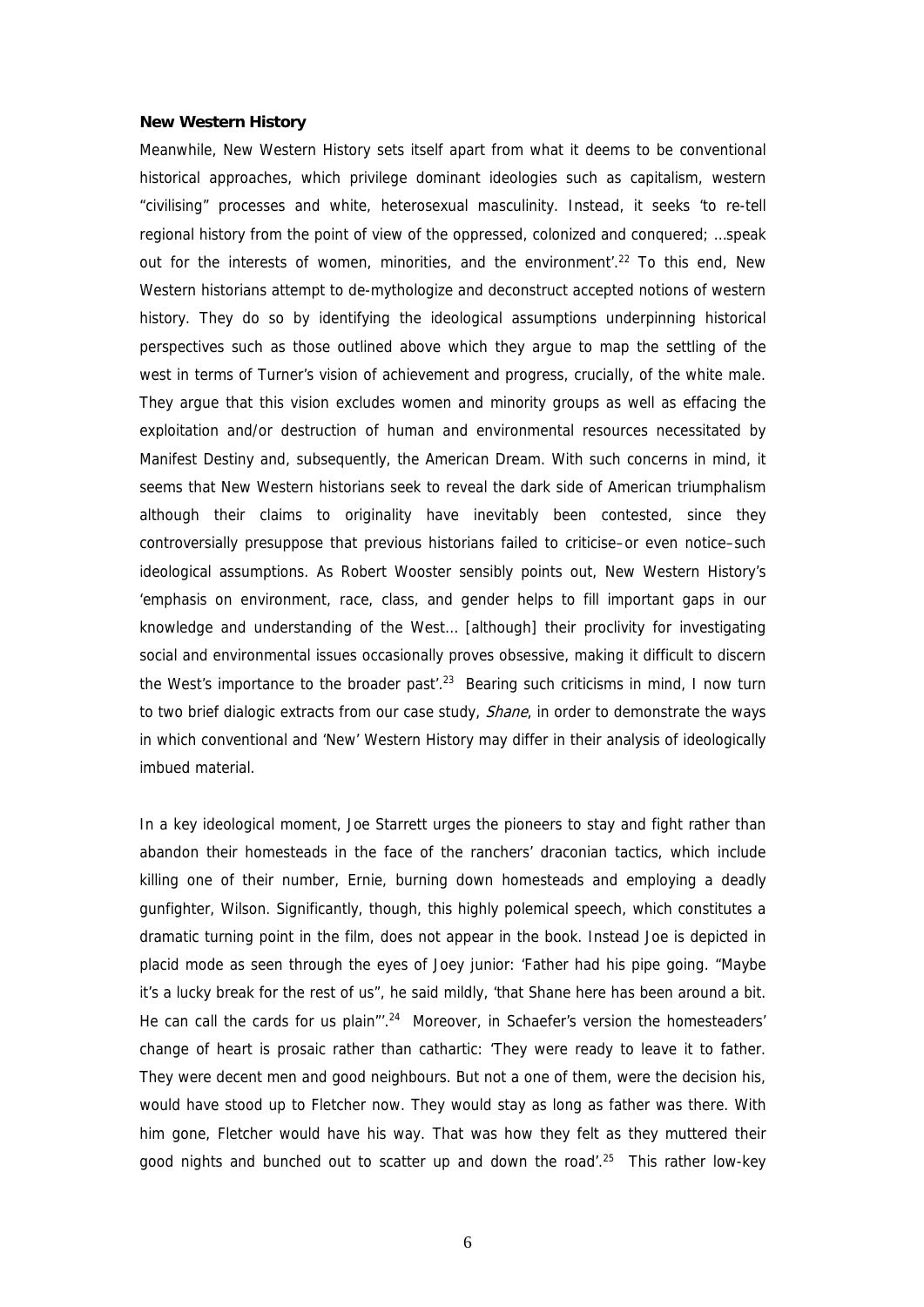**New Western History**

Meanwhile, New Western History sets itself apart from what it deems to be conventional historical approaches, which privilege dominant ideologies such as capitalism, western "civilising" processes and white, heterosexual masculinity. Instead, it seeks 'to re-tell regional history from the point of view of the oppressed, colonized and conquered; …speak out for the interests of women, minorities, and the environment'.[22] To this end, New Western historians attempt to de-mythologize and deconstruct accepted notions of western history. They do so by identifying the ideological assumptions underpinning historical perspectives such as those outlined above which they argue to map the settling of the west in terms of Turner's vision of achievement and progress, crucially, of the white male. They argue that this vision excludes women and minority groups as well as effacing the exploitation and/or destruction of human and environmental resources necessitated by Manifest Destiny and, subsequently, the American Dream. With such concerns in mind, it seems that New Western historians seek to reveal the dark side of American triumphalism although their claims to originality have inevitably been contested, since they controversially presuppose that previous historians failed to criticise–or even notice–such ideological assumptions. As Robert Wooster sensibly points out, New Western History's 'emphasis on environment, race, class, and gender helps to fill important gaps in our knowledge and understanding of the West… [although] their proclivity for investigating social and environmental issues occasionally proves obsessive, making it difficult to discern the West's importance to the broader past'.[23] Bearing such criticisms in mind, I now turn to two brief dialogic extracts from our case study, *Shane*, in order to demonstrate the ways in which conventional and 'New' Western History may differ in their analysis of ideologically imbued material.

In a key ideological moment, Joe Starrett urges the pioneers to stay and fight rather than abandon their homesteads in the face of the ranchers' draconian tactics, which include killing one of their number, Ernie, burning down homesteads and employing a deadly gunfighter, Wilson. Significantly, though, this highly polemical speech, which constitutes a dramatic turning point in the film, does not appear in the book. Instead Joe is depicted in placid mode as seen through the eyes of Joey junior: 'Father had his pipe going. "Maybe it's a lucky break for the rest of us", he said mildly, 'that Shane here has been around a bit. He can call the cards for us plain"'.[24] Moreover, in Schaefer's version the homesteaders' change of heart is prosaic rather than cathartic: 'They were ready to leave it to father. They were decent men and good neighbours. But not a one of them, were the decision his, would have stood up to Fletcher now. They would stay as long as father was there. With him gone, Fletcher would have his way. That was how they felt as they muttered their good nights and bunched out to scatter up and down the road'.[25] This rather low-key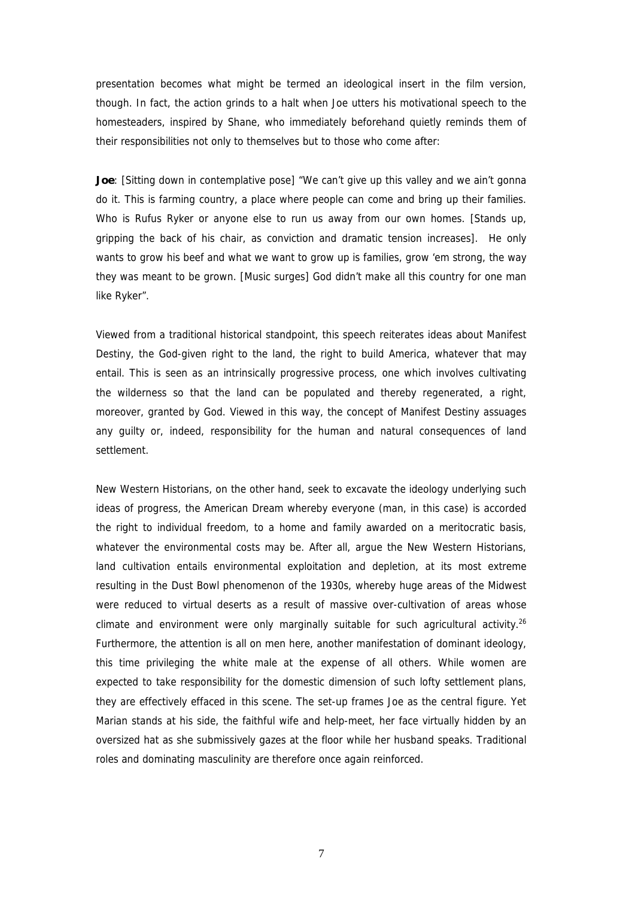presentation becomes what might be termed an ideological insert in the film version, though. In fact, the action grinds to a halt when Joe utters his motivational speech to the homesteaders, inspired by Shane, who immediately beforehand quietly reminds them of their responsibilities not only to themselves but to those who come after:

**Joe**: [Sitting down in contemplative pose] "We can't give up this valley and we ain't gonna do it. This is farming country, a place where people can come and bring up their families. Who is Rufus Ryker or anyone else to run us away from our own homes. [Stands up, gripping the back of his chair, as conviction and dramatic tension increases]. He only wants to grow his beef and what we want to grow up is families, grow 'em strong, the way they was meant to be grown. [Music surges] God didn't make all this country for one man like Ryker".

Viewed from a traditional historical standpoint, this speech reiterates ideas about Manifest Destiny, the God-given right to the land, the right to build America, whatever that may entail. This is seen as an intrinsically progressive process, one which involves cultivating the wilderness so that the land can be populated and thereby regenerated, a right, moreover, granted by God. Viewed in this way, the concept of Manifest Destiny assuages any guilty or, indeed, responsibility for the human and natural consequences of land settlement.

New Western Historians, on the other hand, seek to excavate the ideology underlying such ideas of progress, the American Dream whereby everyone (man, in this case) is accorded the right to individual freedom, to a home and family awarded on a meritocratic basis, whatever the environmental costs may be. After all, argue the New Western Historians, land cultivation entails environmental exploitation and depletion, at its most extreme resulting in the Dust Bowl phenomenon of the 1930s, whereby huge areas of the Midwest were reduced to virtual deserts as a result of massive over-cultivation of areas whose climate and environment were only marginally suitable for such agricultural activity.[26] Furthermore, the attention is all on men here, another manifestation of dominant ideology, this time privileging the white male at the expense of all others. While women are expected to take responsibility for the domestic dimension of such lofty settlement plans, they are effectively effaced in this scene. The set-up frames Joe as the central figure. Yet Marian stands at his side, the faithful wife and help-meet, her face virtually hidden by an oversized hat as she submissively gazes at the floor while her husband speaks. Traditional roles and dominating masculinity are therefore once again reinforced.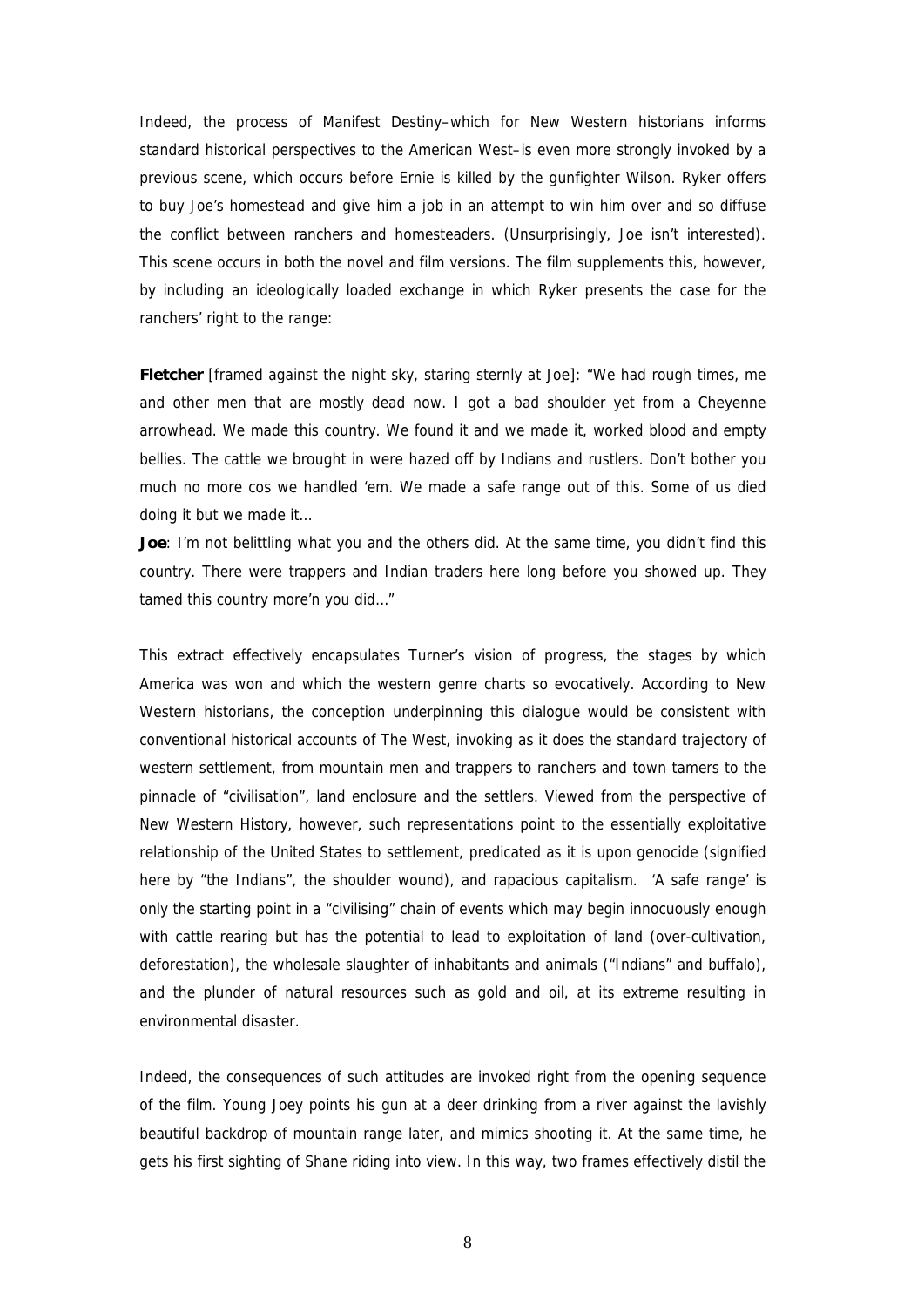Indeed, the process of Manifest Destiny–which for New Western historians informs standard historical perspectives to the American West–is even more strongly invoked by a previous scene, which occurs before Ernie is killed by the gunfighter Wilson. Ryker offers to buy Joe's homestead and give him a job in an attempt to win him over and so diffuse the conflict between ranchers and homesteaders. (Unsurprisingly, Joe isn't interested). This scene occurs in both the novel and film versions. The film supplements this, however, by including an ideologically loaded exchange in which Ryker presents the case for the ranchers' right to the range:

**Fletcher** [framed against the night sky, staring sternly at Joe]: "We had rough times, me and other men that are mostly dead now. I got a bad shoulder yet from a Cheyenne arrowhead. We made this country. We found it and we made it, worked blood and empty bellies. The cattle we brought in were hazed off by Indians and rustlers. Don't bother you much no more cos we handled 'em. We made a safe range out of this. Some of us died doing it but we made it…

**Joe**: I'm not belittling what you and the others did. At the same time, you didn't find this country. There were trappers and Indian traders here long before you showed up. They tamed this country more'n you did…"

This extract effectively encapsulates Turner's vision of progress, the stages by which America was won and which the western genre charts so evocatively. According to New Western historians, the conception underpinning this dialogue would be consistent with conventional historical accounts of The West, invoking as it does the standard trajectory of western settlement, from mountain men and trappers to ranchers and town tamers to the pinnacle of "civilisation", land enclosure and the settlers. Viewed from the perspective of New Western History, however, such representations point to the essentially exploitative relationship of the United States to settlement, predicated as it is upon genocide (signified here by "the Indians", the shoulder wound), and rapacious capitalism. 'A safe range' is only the starting point in a "civilising" chain of events which may begin innocuously enough with cattle rearing but has the potential to lead to exploitation of land (over-cultivation, deforestation), the wholesale slaughter of inhabitants and animals ("Indians" and buffalo), and the plunder of natural resources such as gold and oil, at its extreme resulting in environmental disaster.

Indeed, the consequences of such attitudes are invoked right from the opening sequence of the film. Young Joey points his gun at a deer drinking from a river against the lavishly beautiful backdrop of mountain range later, and mimics shooting it. At the same time, he gets his first sighting of Shane riding into view. In this way, two frames effectively distil the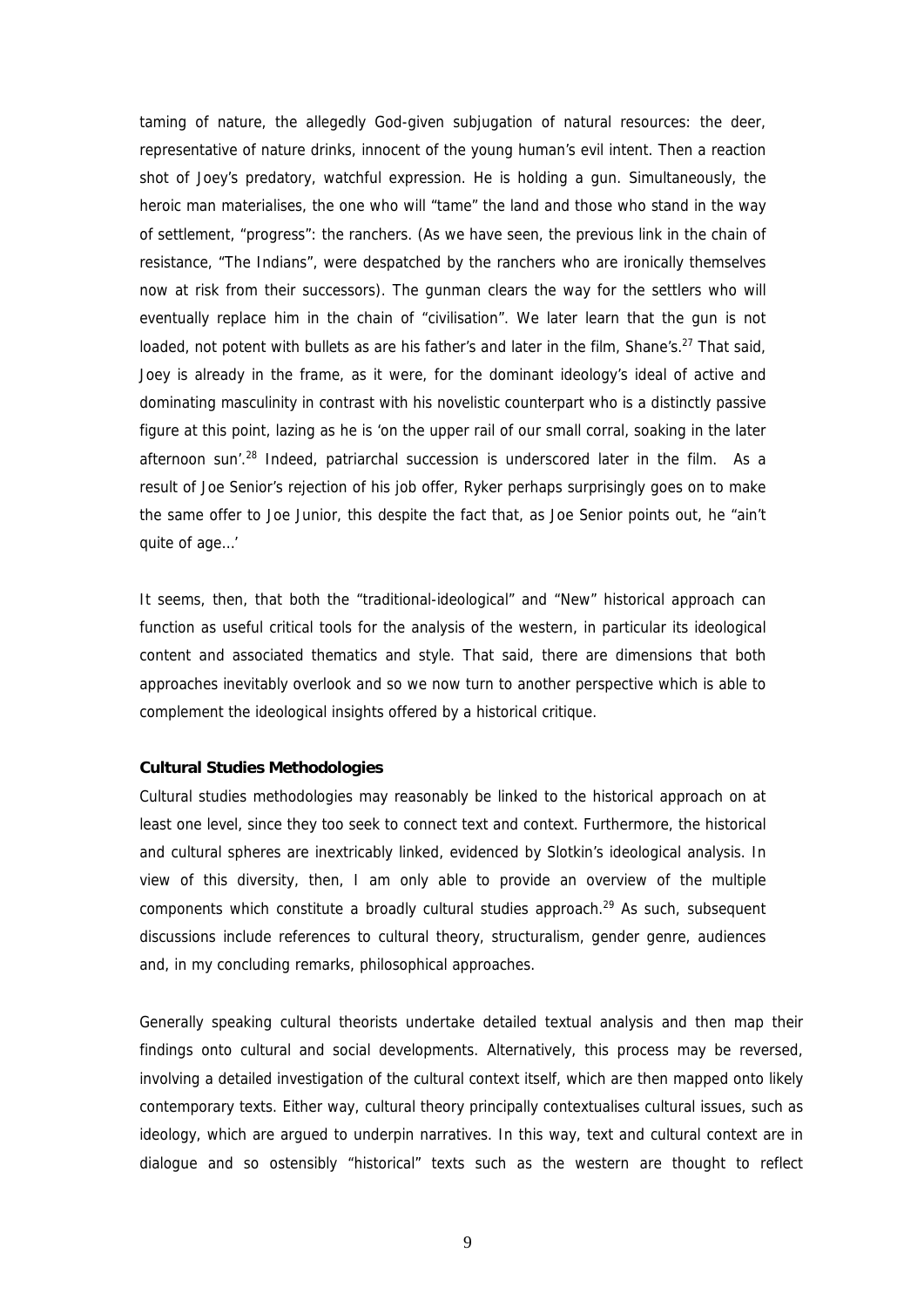taming of nature, the allegedly God-given subjugation of natural resources: the deer, representative of nature drinks, innocent of the young human's evil intent. Then a reaction shot of Joey's predatory, watchful expression. He is holding a gun. Simultaneously, the heroic man materialises, the one who will "tame" the land and those who stand in the way of settlement, "progress": the ranchers. (As we have seen, the previous link in the chain of resistance, "The Indians", were despatched by the ranchers who are ironically themselves now at risk from their successors). The gunman clears the way for the settlers who will eventually replace him in the chain of "civilisation". We later learn that the gun is not loaded, not potent with bullets as are his father's and later in the film, Shane's.[27] That said, Joey is already in the frame, as it were, for the dominant ideology's ideal of active and dominating masculinity in contrast with his novelistic counterpart who is a distinctly passive figure at this point, lazing as he is 'on the upper rail of our small corral, soaking in the later afternoon sun'.[28] Indeed, patriarchal succession is underscored later in the film. As a result of Joe Senior's rejection of his job offer, Ryker perhaps surprisingly goes on to make the same offer to Joe Junior, this despite the fact that, as Joe Senior points out, he "ain't quite of age…'

It seems, then, that both the "traditional-ideological" and "New" historical approach can function as useful critical tools for the analysis of the western, in particular its ideological content and associated thematics and style. That said, there are dimensions that both approaches inevitably overlook and so we now turn to another perspective which is able to complement the ideological insights offered by a historical critique.

**Cultural Studies Methodologies**

Cultural studies methodologies may reasonably be linked to the historical approach on at least one level, since they too seek to connect text and context. Furthermore, the historical and cultural spheres are inextricably linked, evidenced by Slotkin's ideological analysis. In view of this diversity, then, I am only able to provide an overview of the multiple components which constitute a broadly cultural studies approach.[29] As such, subsequent discussions include references to cultural theory, structuralism, gender genre, audiences and, in my concluding remarks, philosophical approaches.

Generally speaking cultural theorists undertake detailed textual analysis and then map their findings onto cultural and social developments. Alternatively, this process may be reversed, involving a detailed investigation of the cultural context itself, which are then mapped onto likely contemporary texts. Either way, cultural theory principally contextualises cultural issues, such as ideology, which are argued to underpin narratives. In this way, text and cultural context are in dialogue and so ostensibly "historical" texts such as the western are thought to reflect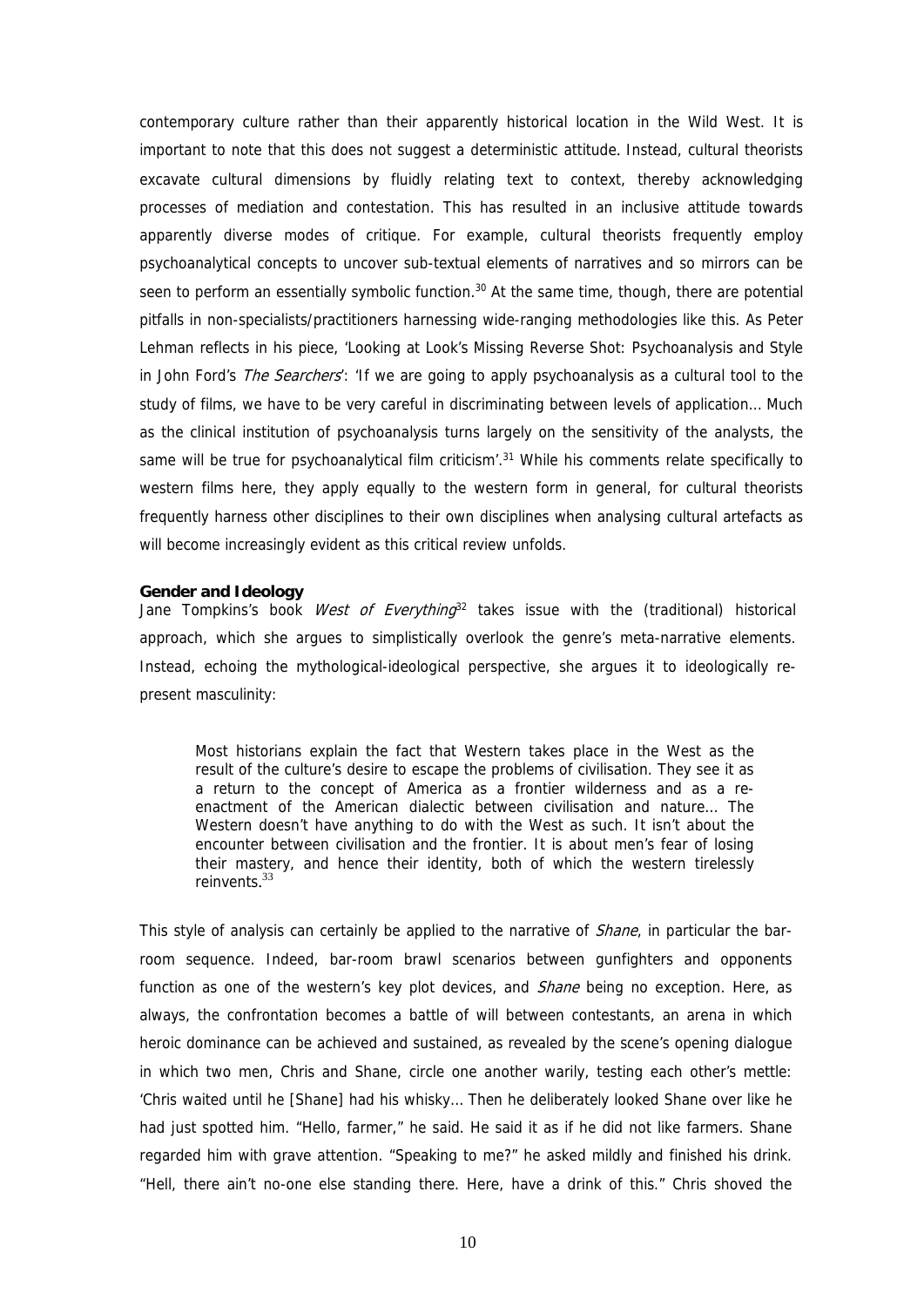contemporary culture rather than their apparently historical location in the Wild West. It is important to note that this does not suggest a deterministic attitude. Instead, cultural theorists excavate cultural dimensions by fluidly relating text to context, thereby acknowledging processes of mediation and contestation. This has resulted in an inclusive attitude towards apparently diverse modes of critique. For example, cultural theorists frequently employ psychoanalytical concepts to uncover sub-textual elements of narratives and so mirrors can be seen to perform an essentially symbolic function.[30] At the same time, though, there are potential pitfalls in non-specialists/practitioners harnessing wide-ranging methodologies like this. As Peter Lehman reflects in his piece, 'Looking at Look's Missing Reverse Shot: Psychoanalysis and Style in John Ford's *The Searchers*': 'If we are going to apply psychoanalysis as a cultural tool to the study of films, we have to be very careful in discriminating between levels of application… Much as the clinical institution of psychoanalysis turns largely on the sensitivity of the analysts, the same will be true for psychoanalytical film criticism'.[31] While his comments relate specifically to western films here, they apply equally to the western form in general, for cultural theorists frequently harness other disciplines to their own disciplines when analysing cultural artefacts as will become increasingly evident as this critical review unfolds.

**Gender and Ideology**

Jane Tompkins's book *West of Everything*[32] takes issue with the (traditional) historical approach, which she argues to simplistically overlook the genre's meta-narrative elements. Instead, echoing the mythological-ideological perspective, she argues it to ideologically re-present masculinity:

> Most historians explain the fact that Western takes place in the West as the result of the culture's desire to escape the problems of civilisation. They see it as a return to the concept of America as a frontier wilderness and as a re-enactment of the American dialectic between civilisation and nature… The Western doesn't have anything to do with the West as such. It isn't about the encounter between civilisation and the frontier. It is about men's fear of losing their mastery, and hence their identity, both of which the western tirelessly reinvents.[33]

This style of analysis can certainly be applied to the narrative of *Shane*, in particular the bar-room sequence. Indeed, bar-room brawl scenarios between gunfighters and opponents function as one of the western's key plot devices, and *Shane* being no exception. Here, as always, the confrontation becomes a battle of will between contestants, an arena in which heroic dominance can be achieved and sustained, as revealed by the scene's opening dialogue in which two men, Chris and Shane, circle one another warily, testing each other's mettle: 'Chris waited until he [Shane] had his whisky… Then he deliberately looked Shane over like he had just spotted him. "Hello, farmer," he said. He said it as if he did not like farmers. Shane regarded him with grave attention. "Speaking to me?" he asked mildly and finished his drink. "Hell, there ain't no-one else standing there. Here, have a drink of this." Chris shoved the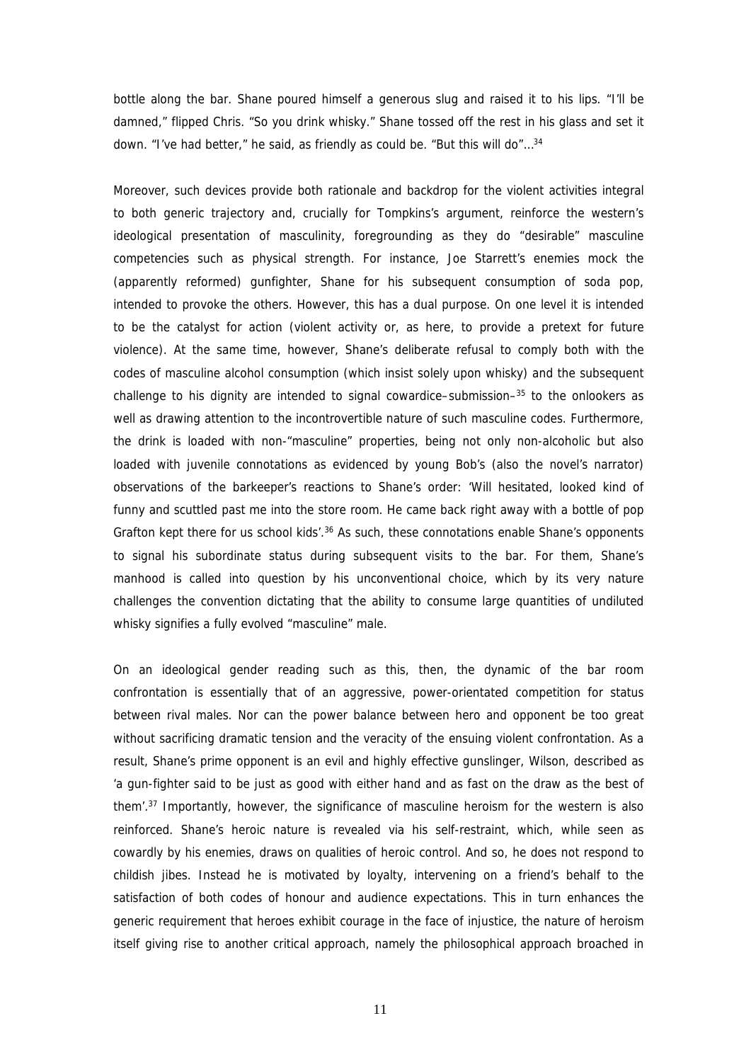bottle along the bar. Shane poured himself a generous slug and raised it to his lips. "I'll be damned," flipped Chris. "So you drink whisky." Shane tossed off the rest in his glass and set it down. "I've had better," he said, as friendly as could be. "But this will do"...[34]

Moreover, such devices provide both rationale and backdrop for the violent activities integral to both generic trajectory and, crucially for Tompkins's argument, reinforce the western's ideological presentation of masculinity, foregrounding as they do "desirable" masculine competencies such as physical strength. For instance, Joe Starrett's enemies mock the (apparently reformed) gunfighter, Shane for his subsequent consumption of soda pop, intended to provoke the others. However, this has a dual purpose. On one level it is intended to be the catalyst for action (violent activity or, as here, to provide a pretext for future violence). At the same time, however, Shane's deliberate refusal to comply both with the codes of masculine alcohol consumption (which insist solely upon whisky) and the subsequent challenge to his dignity are intended to signal cowardice–submission–[35] to the onlookers as well as drawing attention to the incontrovertible nature of such masculine codes. Furthermore, the drink is loaded with non-"masculine" properties, being not only non-alcoholic but also loaded with juvenile connotations as evidenced by young Bob's (also the novel's narrator) observations of the barkeeper's reactions to Shane's order: 'Will hesitated, looked kind of funny and scuttled past me into the store room. He came back right away with a bottle of pop Grafton kept there for us school kids'.[36] As such, these connotations enable Shane's opponents to signal his subordinate status during subsequent visits to the bar. For them, Shane's manhood is called into question by his unconventional choice, which by its very nature challenges the convention dictating that the ability to consume large quantities of undiluted whisky signifies a fully evolved "masculine" male.

On an ideological gender reading such as this, then, the dynamic of the bar room confrontation is essentially that of an aggressive, power-orientated competition for status between rival males. Nor can the power balance between hero and opponent be too great without sacrificing dramatic tension and the veracity of the ensuing violent confrontation. As a result, Shane's prime opponent is an evil and highly effective gunslinger, Wilson, described as 'a gun-fighter said to be just as good with either hand and as fast on the draw as the best of them'.[37] Importantly, however, the significance of masculine heroism for the western is also reinforced. Shane's heroic nature is revealed via his self-restraint, which, while seen as cowardly by his enemies, draws on qualities of heroic control. And so, he does not respond to childish jibes. Instead he is motivated by loyalty, intervening on a friend's behalf to the satisfaction of both codes of honour and audience expectations. This in turn enhances the generic requirement that heroes exhibit courage in the face of injustice, the nature of heroism itself giving rise to another critical approach, namely the philosophical approach broached in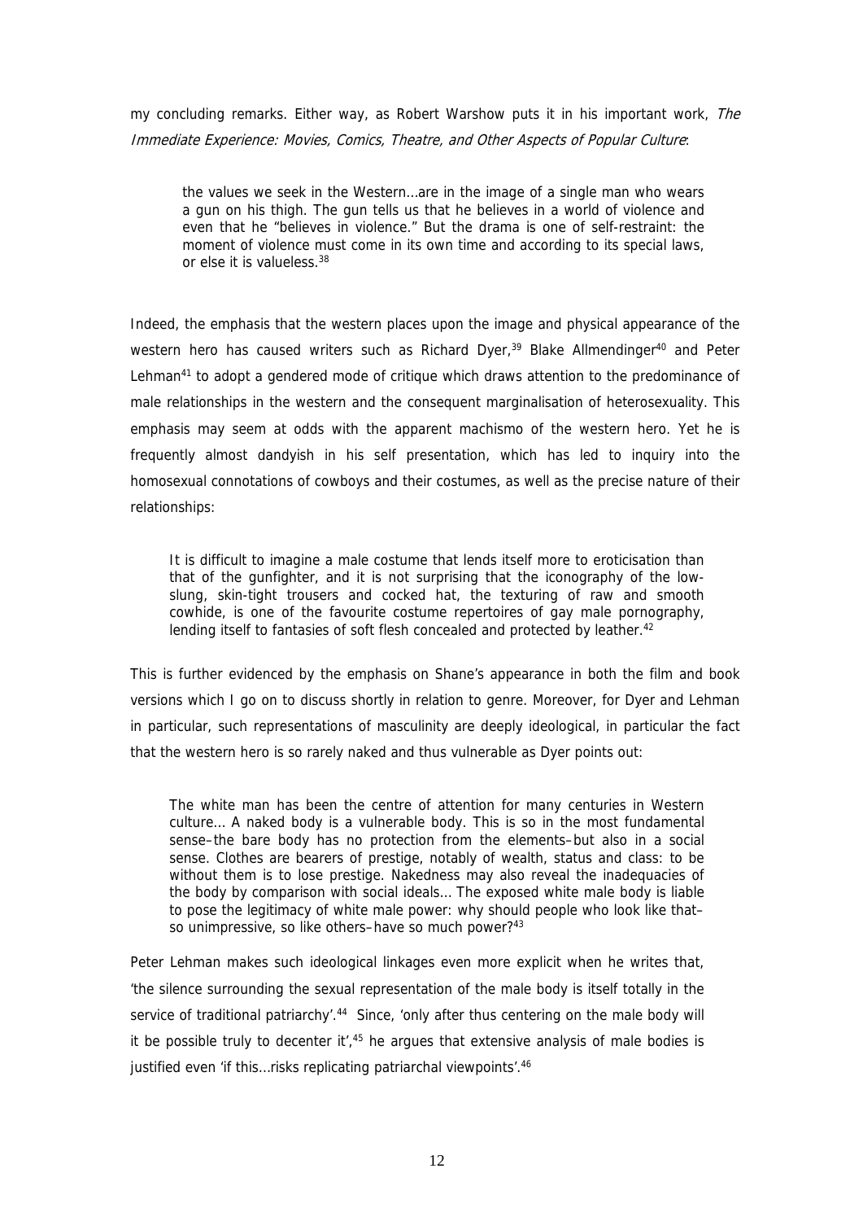my concluding remarks. Either way, as Robert Warshow puts it in his important work, *The Immediate Experience: Movies, Comics, Theatre, and Other Aspects of Popular Culture*:

> the values we seek in the Western…are in the image of a single man who wears a gun on his thigh. The gun tells us that he believes in a world of violence and even that he "believes in violence." But the drama is one of self-restraint: the moment of violence must come in its own time and according to its special laws, or else it is valueless.[38]

Indeed, the emphasis that the western places upon the image and physical appearance of the western hero has caused writers such as Richard Dyer,[39] Blake Allmendinger[40] and Peter Lehman[41] to adopt a gendered mode of critique which draws attention to the predominance of male relationships in the western and the consequent marginalisation of heterosexuality. This emphasis may seem at odds with the apparent machismo of the western hero. Yet he is frequently almost dandyish in his self presentation, which has led to inquiry into the homosexual connotations of cowboys and their costumes, as well as the precise nature of their relationships:

> It is difficult to imagine a male costume that lends itself more to eroticisation than that of the gunfighter, and it is not surprising that the iconography of the low-slung, skin-tight trousers and cocked hat, the texturing of raw and smooth cowhide, is one of the favourite costume repertoires of gay male pornography, lending itself to fantasies of soft flesh concealed and protected by leather.[42]

This is further evidenced by the emphasis on Shane's appearance in both the film and book versions which I go on to discuss shortly in relation to genre. Moreover, for Dyer and Lehman in particular, such representations of masculinity are deeply ideological, in particular the fact that the western hero is so rarely naked and thus vulnerable as Dyer points out:

> The white man has been the centre of attention for many centuries in Western culture… A naked body is a vulnerable body. This is so in the most fundamental sense–the bare body has no protection from the elements–but also in a social sense. Clothes are bearers of prestige, notably of wealth, status and class: to be without them is to lose prestige. Nakedness may also reveal the inadequacies of the body by comparison with social ideals… The exposed white male body is liable to pose the legitimacy of white male power: why should people who look like that–so unimpressive, so like others–have so much power?[43]

Peter Lehman makes such ideological linkages even more explicit when he writes that, 'the silence surrounding the sexual representation of the male body is itself totally in the service of traditional patriarchy'.[44] Since, 'only after thus centering on the male body will it be possible truly to decenter it',[45] he argues that extensive analysis of male bodies is justified even 'if this…risks replicating patriarchal viewpoints'.[46]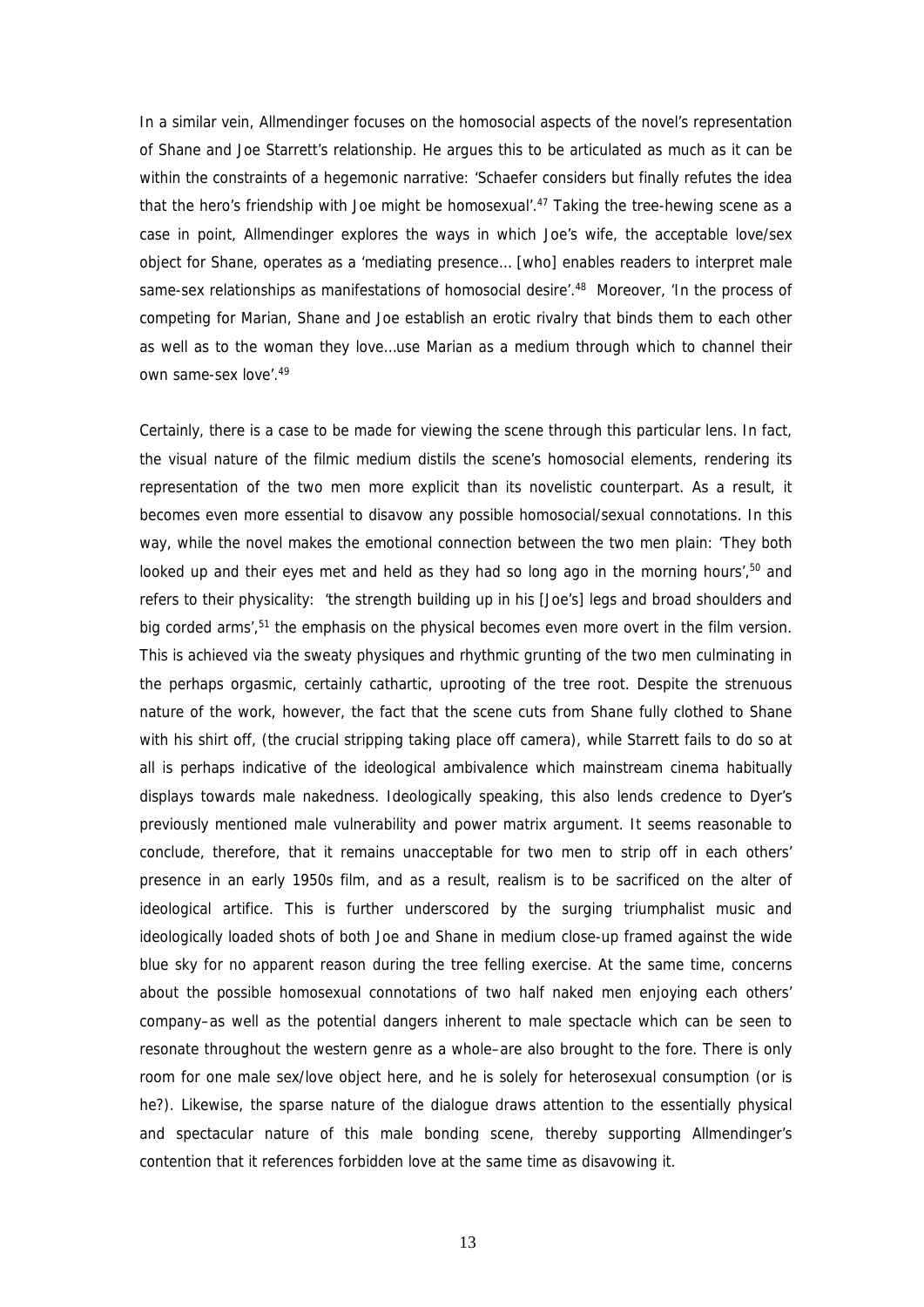In a similar vein, Allmendinger focuses on the homosocial aspects of the novel's representation of Shane and Joe Starrett's relationship. He argues this to be articulated as much as it can be within the constraints of a hegemonic narrative: 'Schaefer considers but finally refutes the idea that the hero's friendship with Joe might be homosexual'.[47] Taking the tree-hewing scene as a case in point, Allmendinger explores the ways in which Joe's wife, the acceptable love/sex object for Shane, operates as a 'mediating presence… [who] enables readers to interpret male same-sex relationships as manifestations of homosocial desire'.[48] Moreover, 'In the process of competing for Marian, Shane and Joe establish an erotic rivalry that binds them to each other as well as to the woman they love…use Marian as a medium through which to channel their own same-sex love'.[49]

Certainly, there is a case to be made for viewing the scene through this particular lens. In fact, the visual nature of the filmic medium distils the scene's homosocial elements, rendering its representation of the two men more explicit than its novelistic counterpart. As a result, it becomes even more essential to disavow any possible homosocial/sexual connotations. In this way, while the novel makes the emotional connection between the two men plain: 'They both looked up and their eyes met and held as they had so long ago in the morning hours',[50] and refers to their physicality: 'the strength building up in his [Joe's] legs and broad shoulders and big corded arms',[51] the emphasis on the physical becomes even more overt in the film version. This is achieved via the sweaty physiques and rhythmic grunting of the two men culminating in the perhaps orgasmic, certainly cathartic, uprooting of the tree root. Despite the strenuous nature of the work, however, the fact that the scene cuts from Shane fully clothed to Shane with his shirt off, (the crucial stripping taking place off camera), while Starrett fails to do so at all is perhaps indicative of the ideological ambivalence which mainstream cinema habitually displays towards male nakedness. Ideologically speaking, this also lends credence to Dyer's previously mentioned male vulnerability and power matrix argument. It seems reasonable to conclude, therefore, that it remains unacceptable for two men to strip off in each others' presence in an early 1950s film, and as a result, realism is to be sacrificed on the alter of ideological artifice. This is further underscored by the surging triumphalist music and ideologically loaded shots of both Joe and Shane in medium close-up framed against the wide blue sky for no apparent reason during the tree felling exercise. At the same time, concerns about the possible homosexual connotations of two half naked men enjoying each others' company–as well as the potential dangers inherent to male spectacle which can be seen to resonate throughout the western genre as a whole–are also brought to the fore. There is only room for one male sex/love object here, and he is solely for heterosexual consumption (or is he?). Likewise, the sparse nature of the dialogue draws attention to the essentially physical and spectacular nature of this male bonding scene, thereby supporting Allmendinger's contention that it references forbidden love at the same time as disavowing it.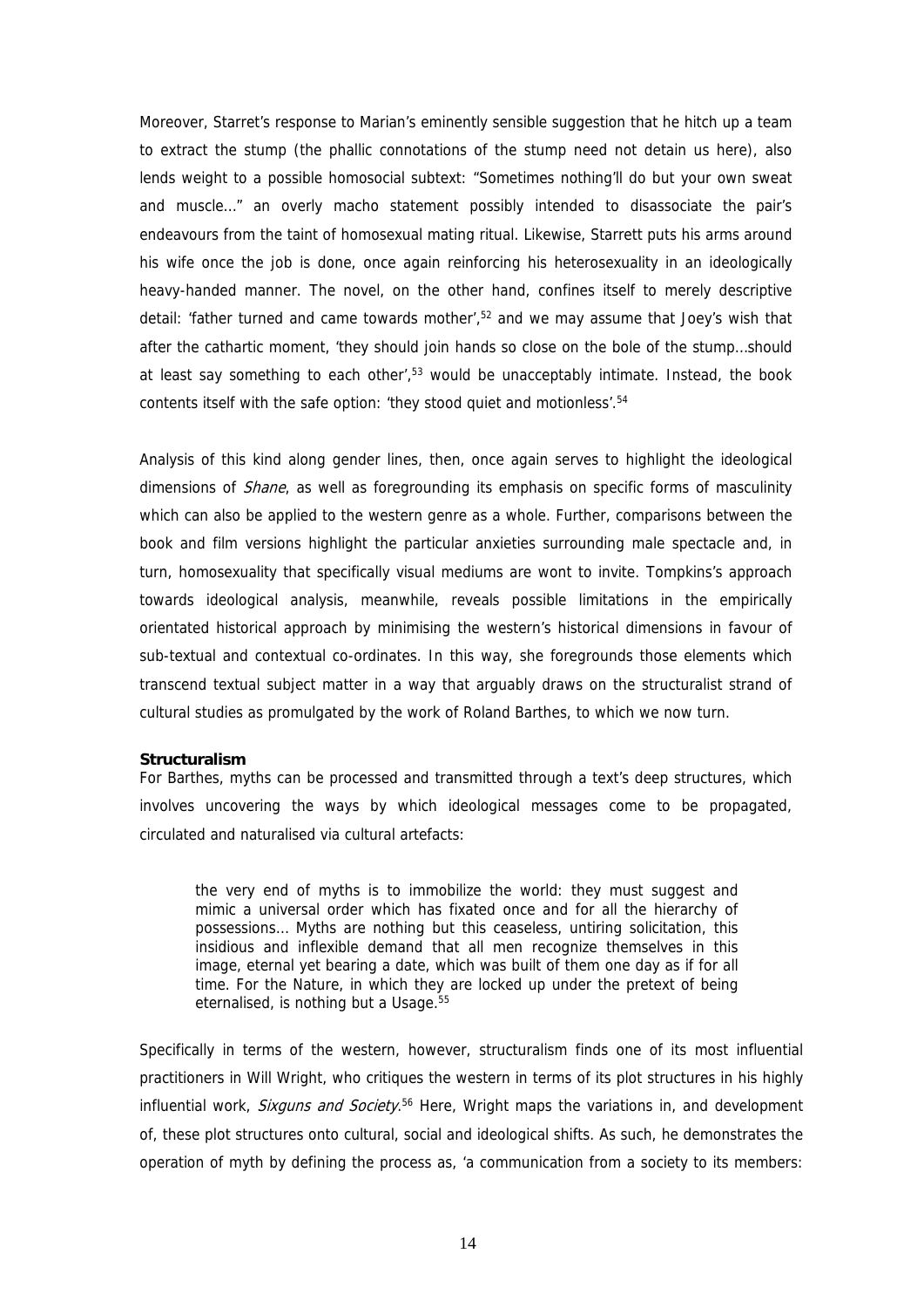Moreover, Starret's response to Marian's eminently sensible suggestion that he hitch up a team to extract the stump (the phallic connotations of the stump need not detain us here), also lends weight to a possible homosocial subtext: "Sometimes nothing'll do but your own sweat and muscle…" an overly macho statement possibly intended to disassociate the pair's endeavours from the taint of homosexual mating ritual. Likewise, Starrett puts his arms around his wife once the job is done, once again reinforcing his heterosexuality in an ideologically heavy-handed manner. The novel, on the other hand, confines itself to merely descriptive detail: 'father turned and came towards mother',[52] and we may assume that Joey's wish that after the cathartic moment, 'they should join hands so close on the bole of the stump…should at least say something to each other',[53] would be unacceptably intimate. Instead, the book contents itself with the safe option: 'they stood quiet and motionless'.[54]

Analysis of this kind along gender lines, then, once again serves to highlight the ideological dimensions of *Shane*, as well as foregrounding its emphasis on specific forms of masculinity which can also be applied to the western genre as a whole. Further, comparisons between the book and film versions highlight the particular anxieties surrounding male spectacle and, in turn, homosexuality that specifically visual mediums are wont to invite. Tompkins's approach towards ideological analysis, meanwhile, reveals possible limitations in the empirically orientated historical approach by minimising the western's historical dimensions in favour of sub-textual and contextual co-ordinates. In this way, she foregrounds those elements which transcend textual subject matter in a way that arguably draws on the structuralist strand of cultural studies as promulgated by the work of Roland Barthes, to which we now turn.

**Structuralism**

For Barthes, myths can be processed and transmitted through a text's deep structures, which involves uncovering the ways by which ideological messages come to be propagated, circulated and naturalised via cultural artefacts:

> the very end of myths is to immobilize the world: they must suggest and mimic a universal order which has fixated once and for all the hierarchy of possessions… Myths are nothing but this ceaseless, untiring solicitation, this insidious and inflexible demand that all men recognize themselves in this image, eternal yet bearing a date, which was built of them one day as if for all time. For the Nature, in which they are locked up under the pretext of being eternalised, is nothing but a Usage.[55]

Specifically in terms of the western, however, structuralism finds one of its most influential practitioners in Will Wright, who critiques the western in terms of its plot structures in his highly influential work, *Sixguns and Society*.[56] Here, Wright maps the variations in, and development of, these plot structures onto cultural, social and ideological shifts. As such, he demonstrates the operation of myth by defining the process as, 'a communication from a society to its members: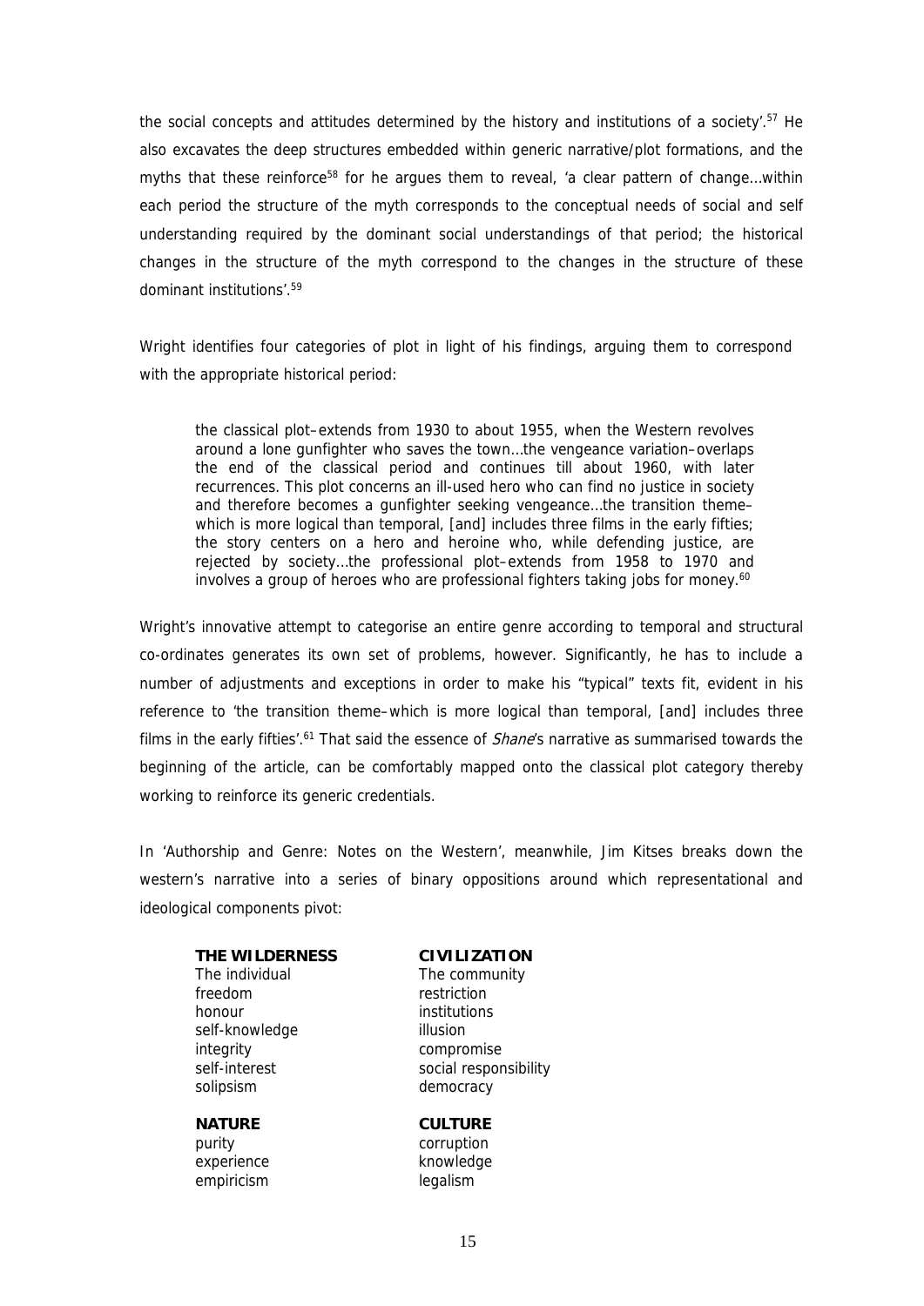the social concepts and attitudes determined by the history and institutions of a society'.[57] He also excavates the deep structures embedded within generic narrative/plot formations, and the myths that these reinforce[58] for he argues them to reveal, 'a clear pattern of change…within each period the structure of the myth corresponds to the conceptual needs of social and self understanding required by the dominant social understandings of that period; the historical changes in the structure of the myth correspond to the changes in the structure of these dominant institutions'.[59]

Wright identifies four categories of plot in light of his findings, arguing them to correspond with the appropriate historical period:

> the classical plot–extends from 1930 to about 1955, when the Western revolves around a lone gunfighter who saves the town…the vengeance variation–overlaps the end of the classical period and continues till about 1960, with later recurrences. This plot concerns an ill-used hero who can find no justice in society and therefore becomes a gunfighter seeking vengeance…the transition theme–which is more logical than temporal, [and] includes three films in the early fifties; the story centers on a hero and heroine who, while defending justice, are rejected by society…the professional plot–extends from 1958 to 1970 and involves a group of heroes who are professional fighters taking jobs for money.[60]

Wright's innovative attempt to categorise an entire genre according to temporal and structural co-ordinates generates its own set of problems, however. Significantly, he has to include a number of adjustments and exceptions in order to make his "typical" texts fit, evident in his reference to 'the transition theme–which is more logical than temporal, [and] includes three films in the early fifties'.[61] That said the essence of *Shane*'s narrative as summarised towards the beginning of the article, can be comfortably mapped onto the classical plot category thereby working to reinforce its generic credentials.

In 'Authorship and Genre: Notes on the Western', meanwhile, Jim Kitses breaks down the western's narrative into a series of binary oppositions around which representational and ideological components pivot:

| **THE WILDERNESS** | **CIVILIZATION** |
|---|---|
| The individual | The community |
| freedom | restriction |
| honour | institutions |
| self-knowledge | illusion |
| integrity | compromise |
| self-interest | social responsibility |
| solipsism | democracy |
| **NATURE** | **CULTURE** |
| purity | corruption |
| experience | knowledge |
| empiricism | legalism |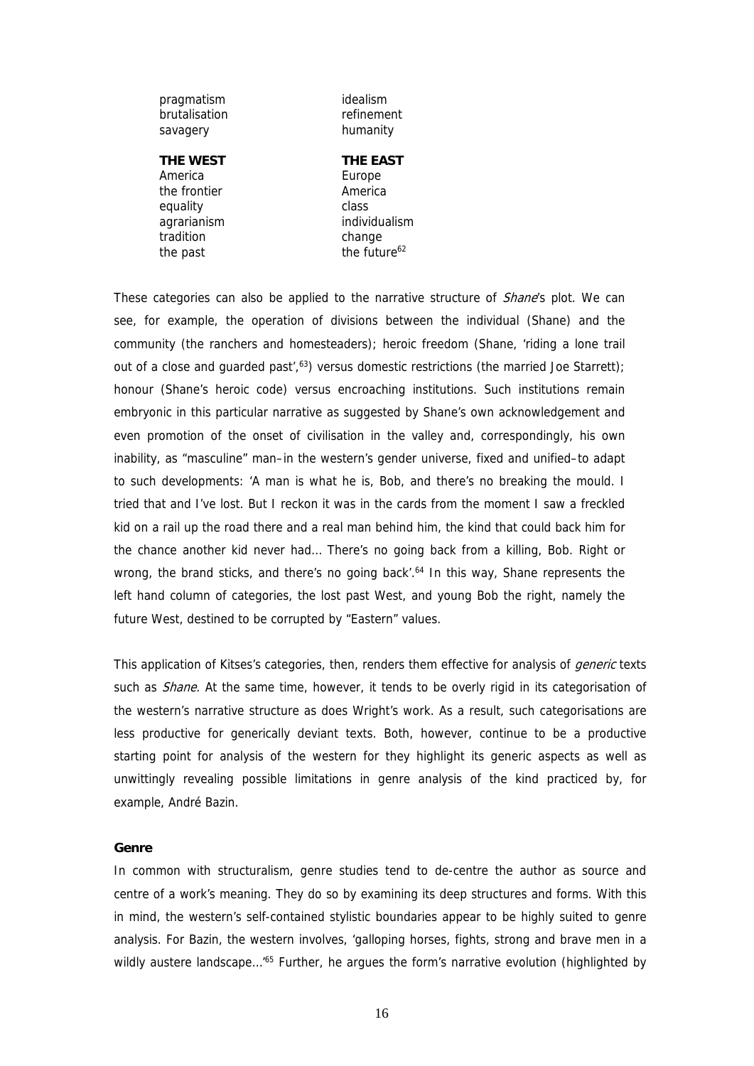| | |
|---|---|
| pragmatism | idealism |
| brutalisation | refinement |
| savagery | humanity |
| **THE WEST** | **THE EAST** |
| America | Europe |
| the frontier | America |
| equality | class |
| agrarianism | individualism |
| tradition | change |
| the past | the future[62] |

These categories can also be applied to the narrative structure of *Shane*'s plot. We can see, for example, the operation of divisions between the individual (Shane) and the community (the ranchers and homesteaders); heroic freedom (Shane, 'riding a lone trail out of a close and guarded past',[63]) versus domestic restrictions (the married Joe Starrett); honour (Shane's heroic code) versus encroaching institutions. Such institutions remain embryonic in this particular narrative as suggested by Shane's own acknowledgement and even promotion of the onset of civilisation in the valley and, correspondingly, his own inability, as "masculine" man–in the western's gender universe, fixed and unified–to adapt to such developments: 'A man is what he is, Bob, and there's no breaking the mould. I tried that and I've lost. But I reckon it was in the cards from the moment I saw a freckled kid on a rail up the road there and a real man behind him, the kind that could back him for the chance another kid never had… There's no going back from a killing, Bob. Right or wrong, the brand sticks, and there's no going back'.[64] In this way, Shane represents the left hand column of categories, the lost past West, and young Bob the right, namely the future West, destined to be corrupted by "Eastern" values.

This application of Kitses's categories, then, renders them effective for analysis of *generic* texts such as *Shane*. At the same time, however, it tends to be overly rigid in its categorisation of the western's narrative structure as does Wright's work. As a result, such categorisations are less productive for generically deviant texts. Both, however, continue to be a productive starting point for analysis of the western for they highlight its generic aspects as well as unwittingly revealing possible limitations in genre analysis of the kind practiced by, for example, André Bazin.

**Genre**

In common with structuralism, genre studies tend to de-centre the author as source and centre of a work's meaning. They do so by examining its deep structures and forms. With this in mind, the western's self-contained stylistic boundaries appear to be highly suited to genre analysis. For Bazin, the western involves, 'galloping horses, fights, strong and brave men in a wildly austere landscape…'[65] Further, he argues the form's narrative evolution (highlighted by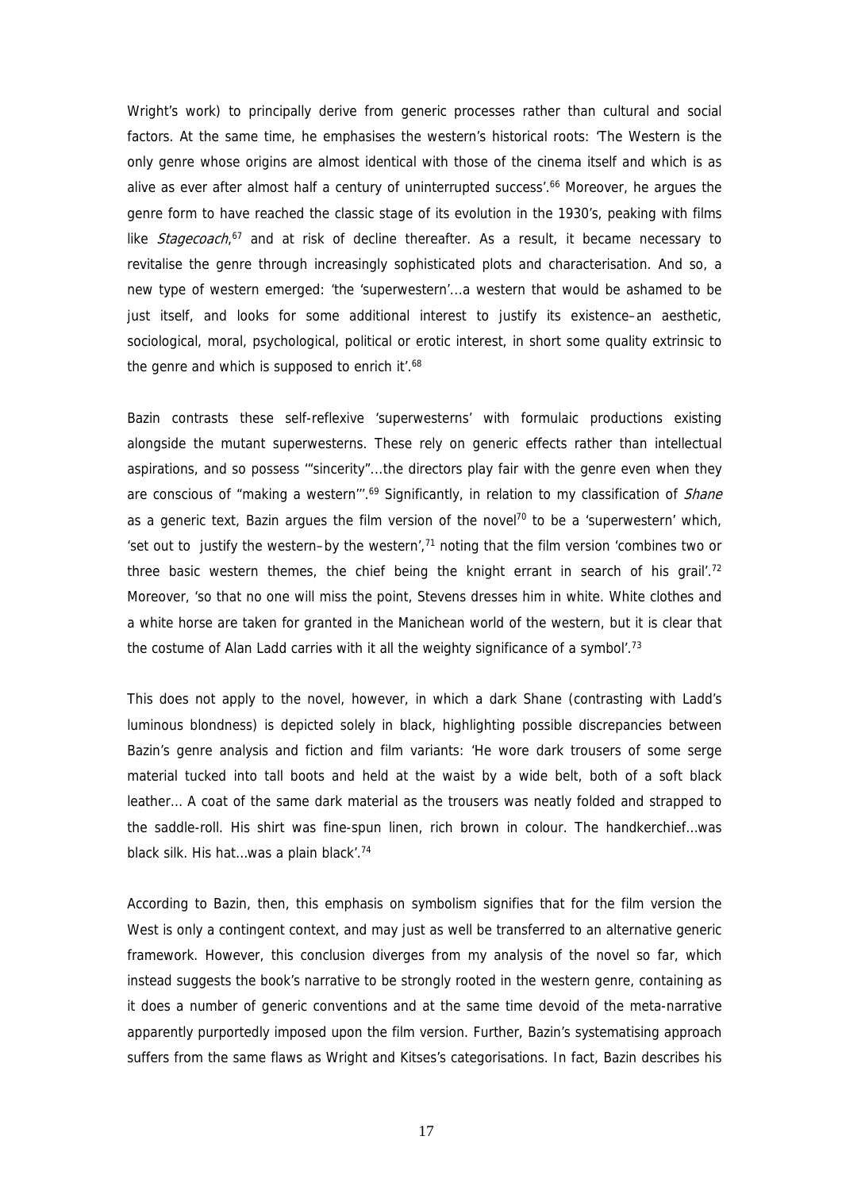Wright's work) to principally derive from generic processes rather than cultural and social factors. At the same time, he emphasises the western's historical roots: 'The Western is the only genre whose origins are almost identical with those of the cinema itself and which is as alive as ever after almost half a century of uninterrupted success'.[66] Moreover, he argues the genre form to have reached the classic stage of its evolution in the 1930's, peaking with films like *Stagecoach*,[67] and at risk of decline thereafter. As a result, it became necessary to revitalise the genre through increasingly sophisticated plots and characterisation. And so, a new type of western emerged: 'the 'superwestern'...a western that would be ashamed to be just itself, and looks for some additional interest to justify its existence–an aesthetic, sociological, moral, psychological, political or erotic interest, in short some quality extrinsic to the genre and which is supposed to enrich it'.[68]

Bazin contrasts these self-reflexive 'superwesterns' with formulaic productions existing alongside the mutant superwesterns. These rely on generic effects rather than intellectual aspirations, and so possess '"sincerity"...the directors play fair with the genre even when they are conscious of "making a western"'.[69] Significantly, in relation to my classification of *Shane* as a generic text, Bazin argues the film version of the novel[70] to be a 'superwestern' which, 'set out to justify the western– by the western',[71] noting that the film version 'combines two or three basic western themes, the chief being the knight errant in search of his grail'.[72] Moreover, 'so that no one will miss the point, Stevens dresses him in white. White clothes and a white horse are taken for granted in the Manichean world of the western, but it is clear that the costume of Alan Ladd carries with it all the weighty significance of a symbol'.[73]

This does not apply to the novel, however, in which a dark Shane (contrasting with Ladd's luminous blondness) is depicted solely in black, highlighting possible discrepancies between Bazin's genre analysis and fiction and film variants: 'He wore dark trousers of some serge material tucked into tall boots and held at the waist by a wide belt, both of a soft black leather... A coat of the same dark material as the trousers was neatly folded and strapped to the saddle-roll. His shirt was fine-spun linen, rich brown in colour. The handkerchief...was black silk. His hat...was a plain black'.[74]

According to Bazin, then, this emphasis on symbolism signifies that for the film version the West is only a contingent context, and may just as well be transferred to an alternative generic framework. However, this conclusion diverges from my analysis of the novel so far, which instead suggests the book's narrative to be strongly rooted in the western genre, containing as it does a number of generic conventions and at the same time devoid of the meta-narrative apparently purportedly imposed upon the film version. Further, Bazin's systematising approach suffers from the same flaws as Wright and Kitses's categorisations. In fact, Bazin describes his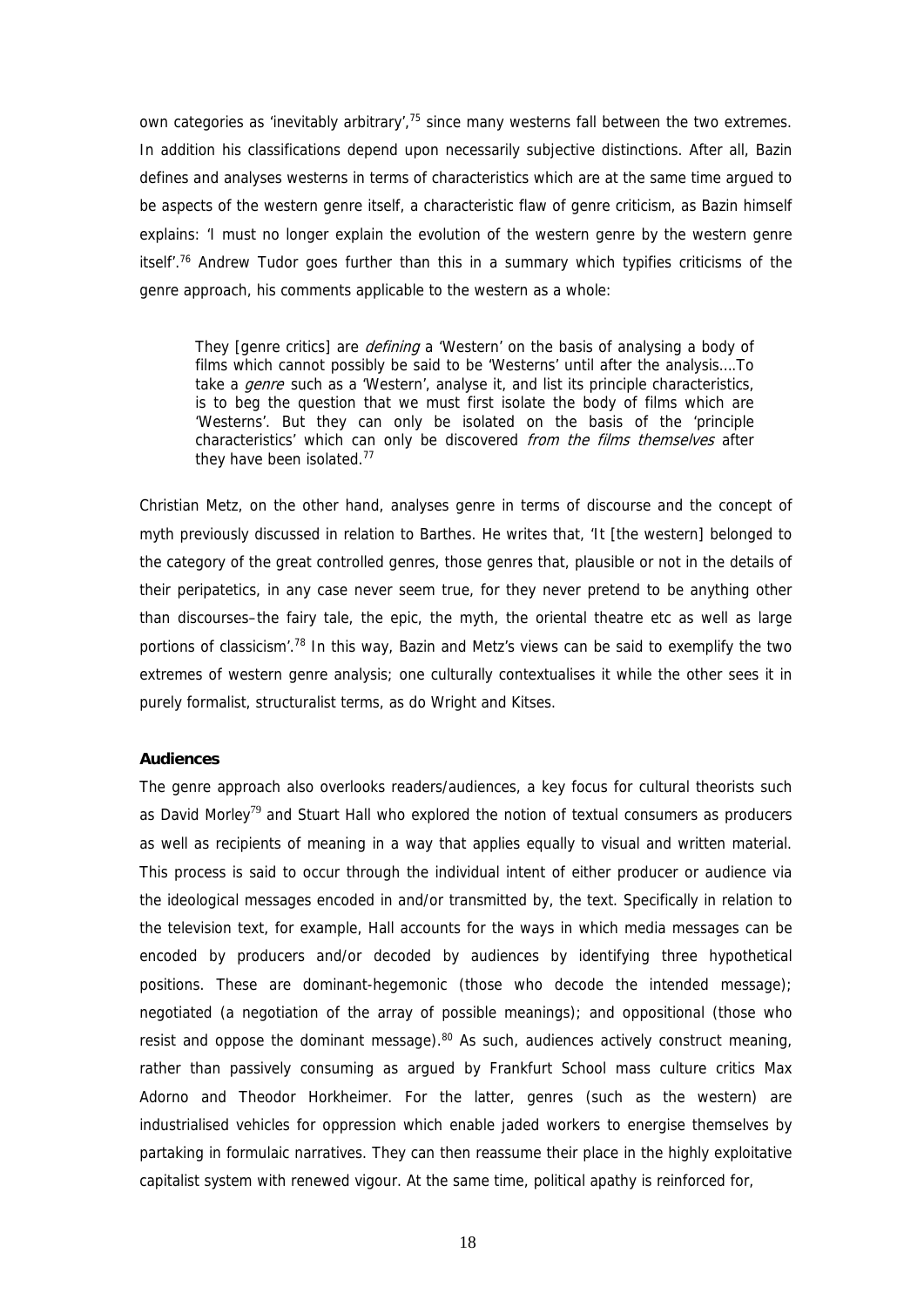own categories as 'inevitably arbitrary',[75] since many westerns fall between the two extremes. In addition his classifications depend upon necessarily subjective distinctions. After all, Bazin defines and analyses westerns in terms of characteristics which are at the same time argued to be aspects of the western genre itself, a characteristic flaw of genre criticism, as Bazin himself explains: 'I must no longer explain the evolution of the western genre by the western genre itself'.[76] Andrew Tudor goes further than this in a summary which typifies criticisms of the genre approach, his comments applicable to the western as a whole:

> They [genre critics] are *defining* a 'Western' on the basis of analysing a body of films which cannot possibly be said to be 'Westerns' until after the analysis….To take a *genre* such as a 'Western', analyse it, and list its principle characteristics, is to beg the question that we must first isolate the body of films which are 'Westerns'. But they can only be isolated on the basis of the 'principle characteristics' which can only be discovered *from the films themselves* after they have been isolated.[77]

Christian Metz, on the other hand, analyses genre in terms of discourse and the concept of myth previously discussed in relation to Barthes. He writes that, 'It [the western] belonged to the category of the great controlled genres, those genres that, plausible or not in the details of their peripatetics, in any case never seem true, for they never pretend to be anything other than discourses–the fairy tale, the epic, the myth, the oriental theatre etc as well as large portions of classicism'.[78] In this way, Bazin and Metz's views can be said to exemplify the two extremes of western genre analysis; one culturally contextualises it while the other sees it in purely formalist, structuralist terms, as do Wright and Kitses.

**Audiences**

The genre approach also overlooks readers/audiences, a key focus for cultural theorists such as David Morley[79] and Stuart Hall who explored the notion of textual consumers as producers as well as recipients of meaning in a way that applies equally to visual and written material. This process is said to occur through the individual intent of either producer or audience via the ideological messages encoded in and/or transmitted by, the text. Specifically in relation to the television text, for example, Hall accounts for the ways in which media messages can be encoded by producers and/or decoded by audiences by identifying three hypothetical positions. These are dominant-hegemonic (those who decode the intended message); negotiated (a negotiation of the array of possible meanings); and oppositional (those who resist and oppose the dominant message).[80] As such, audiences actively construct meaning, rather than passively consuming as argued by Frankfurt School mass culture critics Max Adorno and Theodor Horkheimer. For the latter, genres (such as the western) are industrialised vehicles for oppression which enable jaded workers to energise themselves by partaking in formulaic narratives. They can then reassume their place in the highly exploitative capitalist system with renewed vigour. At the same time, political apathy is reinforced for,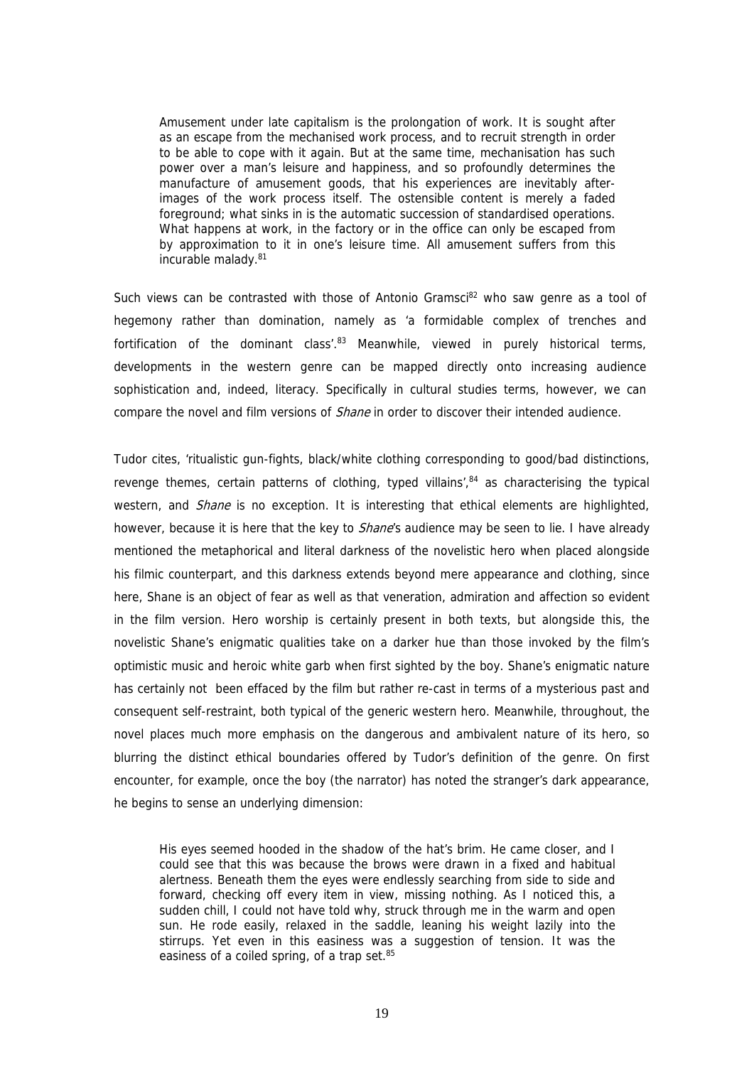> Amusement under late capitalism is the prolongation of work. It is sought after as an escape from the mechanised work process, and to recruit strength in order to be able to cope with it again. But at the same time, mechanisation has such power over a man's leisure and happiness, and so profoundly determines the manufacture of amusement goods, that his experiences are inevitably after-images of the work process itself. The ostensible content is merely a faded foreground; what sinks in is the automatic succession of standardised operations. What happens at work, in the factory or in the office can only be escaped from by approximation to it in one's leisure time. All amusement suffers from this incurable malady.[81]

Such views can be contrasted with those of Antonio Gramsci[82] who saw genre as a tool of hegemony rather than domination, namely as 'a formidable complex of trenches and fortification of the dominant class'.[83] Meanwhile, viewed in purely historical terms, developments in the western genre can be mapped directly onto increasing audience sophistication and, indeed, literacy. Specifically in cultural studies terms, however, we can compare the novel and film versions of *Shane* in order to discover their intended audience.

Tudor cites, 'ritualistic gun-fights, black/white clothing corresponding to good/bad distinctions, revenge themes, certain patterns of clothing, typed villains',[84] as characterising the typical western, and *Shane* is no exception. It is interesting that ethical elements are highlighted, however, because it is here that the key to *Shane*'s audience may be seen to lie. I have already mentioned the metaphorical and literal darkness of the novelistic hero when placed alongside his filmic counterpart, and this darkness extends beyond mere appearance and clothing, since here, Shane is an object of fear as well as that veneration, admiration and affection so evident in the film version. Hero worship is certainly present in both texts, but alongside this, the novelistic Shane's enigmatic qualities take on a darker hue than those invoked by the film's optimistic music and heroic white garb when first sighted by the boy. Shane's enigmatic nature has certainly not been effaced by the film but rather re-cast in terms of a mysterious past and consequent self-restraint, both typical of the generic western hero. Meanwhile, throughout, the novel places much more emphasis on the dangerous and ambivalent nature of its hero, so blurring the distinct ethical boundaries offered by Tudor's definition of the genre. On first encounter, for example, once the boy (the narrator) has noted the stranger's dark appearance, he begins to sense an underlying dimension:

> His eyes seemed hooded in the shadow of the hat's brim. He came closer, and I could see that this was because the brows were drawn in a fixed and habitual alertness. Beneath them the eyes were endlessly searching from side to side and forward, checking off every item in view, missing nothing. As I noticed this, a sudden chill, I could not have told why, struck through me in the warm and open sun. He rode easily, relaxed in the saddle, leaning his weight lazily into the stirrups. Yet even in this easiness was a suggestion of tension. It was the easiness of a coiled spring, of a trap set.[85]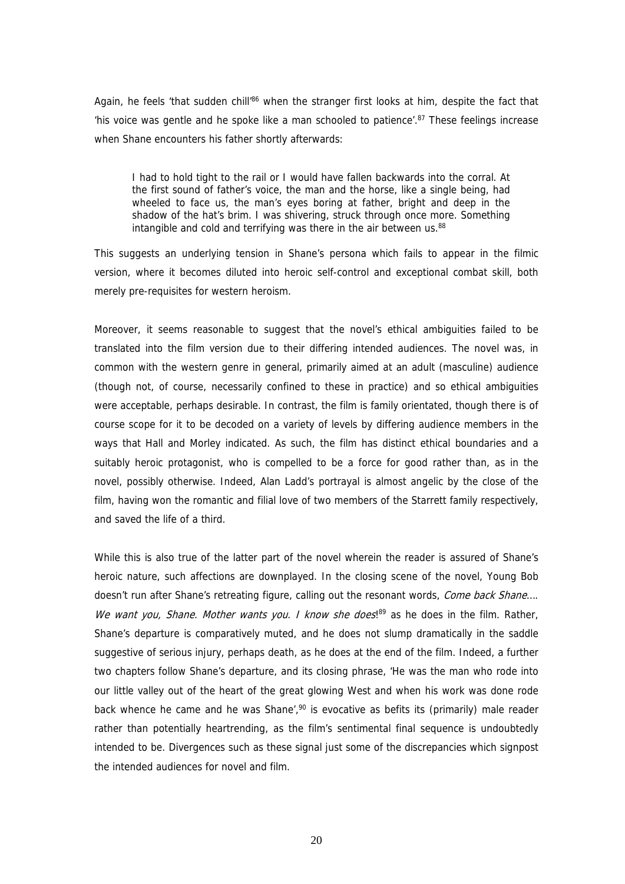Again, he feels 'that sudden chill'[86] when the stranger first looks at him, despite the fact that 'his voice was gentle and he spoke like a man schooled to patience'.[87] These feelings increase when Shane encounters his father shortly afterwards:

> I had to hold tight to the rail or I would have fallen backwards into the corral. At the first sound of father's voice, the man and the horse, like a single being, had wheeled to face us, the man's eyes boring at father, bright and deep in the shadow of the hat's brim. I was shivering, struck through once more. Something intangible and cold and terrifying was there in the air between us.[88]

This suggests an underlying tension in Shane's persona which fails to appear in the filmic version, where it becomes diluted into heroic self-control and exceptional combat skill, both merely pre-requisites for western heroism.

Moreover, it seems reasonable to suggest that the novel's ethical ambiguities failed to be translated into the film version due to their differing intended audiences. The novel was, in common with the western genre in general, primarily aimed at an adult (masculine) audience (though not, of course, necessarily confined to these in practice) and so ethical ambiguities were acceptable, perhaps desirable. In contrast, the film is family orientated, though there is of course scope for it to be decoded on a variety of levels by differing audience members in the ways that Hall and Morley indicated. As such, the film has distinct ethical boundaries and a suitably heroic protagonist, who is compelled to be a force for good rather than, as in the novel, possibly otherwise. Indeed, Alan Ladd's portrayal is almost angelic by the close of the film, having won the romantic and filial love of two members of the Starrett family respectively, and saved the life of a third.

While this is also true of the latter part of the novel wherein the reader is assured of Shane's heroic nature, such affections are downplayed. In the closing scene of the novel, Young Bob doesn't run after Shane's retreating figure, calling out the resonant words, *Come back Shane…. We want you, Shane. Mother wants you. I know she does*![89] as he does in the film. Rather, Shane's departure is comparatively muted, and he does not slump dramatically in the saddle suggestive of serious injury, perhaps death, as he does at the end of the film. Indeed, a further two chapters follow Shane's departure, and its closing phrase, 'He was the man who rode into our little valley out of the heart of the great glowing West and when his work was done rode back whence he came and he was Shane',[90] is evocative as befits its (primarily) male reader rather than potentially heartrending, as the film's sentimental final sequence is undoubtedly intended to be. Divergences such as these signal just some of the discrepancies which signpost the intended audiences for novel and film.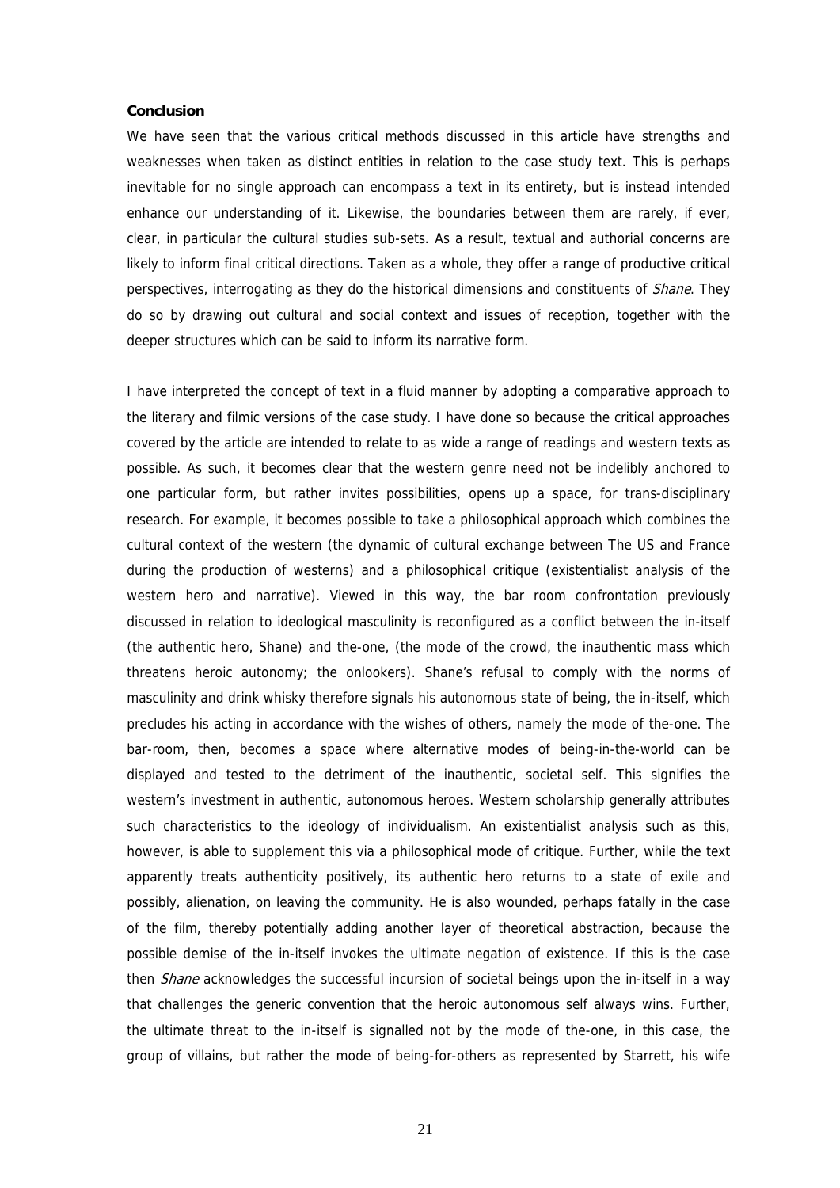**Conclusion**

We have seen that the various critical methods discussed in this article have strengths and weaknesses when taken as distinct entities in relation to the case study text. This is perhaps inevitable for no single approach can encompass a text in its entirety, but is instead intended enhance our understanding of it. Likewise, the boundaries between them are rarely, if ever, clear, in particular the cultural studies sub-sets. As a result, textual and authorial concerns are likely to inform final critical directions. Taken as a whole, they offer a range of productive critical perspectives, interrogating as they do the historical dimensions and constituents of *Shane*. They do so by drawing out cultural and social context and issues of reception, together with the deeper structures which can be said to inform its narrative form.

I have interpreted the concept of text in a fluid manner by adopting a comparative approach to the literary and filmic versions of the case study. I have done so because the critical approaches covered by the article are intended to relate to as wide a range of readings and western texts as possible. As such, it becomes clear that the western genre need not be indelibly anchored to one particular form, but rather invites possibilities, opens up a space, for trans-disciplinary research. For example, it becomes possible to take a philosophical approach which combines the cultural context of the western (the dynamic of cultural exchange between The US and France during the production of westerns) and a philosophical critique (existentialist analysis of the western hero and narrative). Viewed in this way, the bar room confrontation previously discussed in relation to ideological masculinity is reconfigured as a conflict between the in-itself (the authentic hero, Shane) and the-one, (the mode of the crowd, the inauthentic mass which threatens heroic autonomy; the onlookers). Shane's refusal to comply with the norms of masculinity and drink whisky therefore signals his autonomous state of being, the in-itself, which precludes his acting in accordance with the wishes of others, namely the mode of the-one. The bar-room, then, becomes a space where alternative modes of being-in-the-world can be displayed and tested to the detriment of the inauthentic, societal self. This signifies the western's investment in authentic, autonomous heroes. Western scholarship generally attributes such characteristics to the ideology of individualism. An existentialist analysis such as this, however, is able to supplement this via a philosophical mode of critique. Further, while the text apparently treats authenticity positively, its authentic hero returns to a state of exile and possibly, alienation, on leaving the community. He is also wounded, perhaps fatally in the case of the film, thereby potentially adding another layer of theoretical abstraction, because the possible demise of the in-itself invokes the ultimate negation of existence. If this is the case then *Shane* acknowledges the successful incursion of societal beings upon the in-itself in a way that challenges the generic convention that the heroic autonomous self always wins. Further, the ultimate threat to the in-itself is signalled not by the mode of the-one, in this case, the group of villains, but rather the mode of being-for-others as represented by Starrett, his wife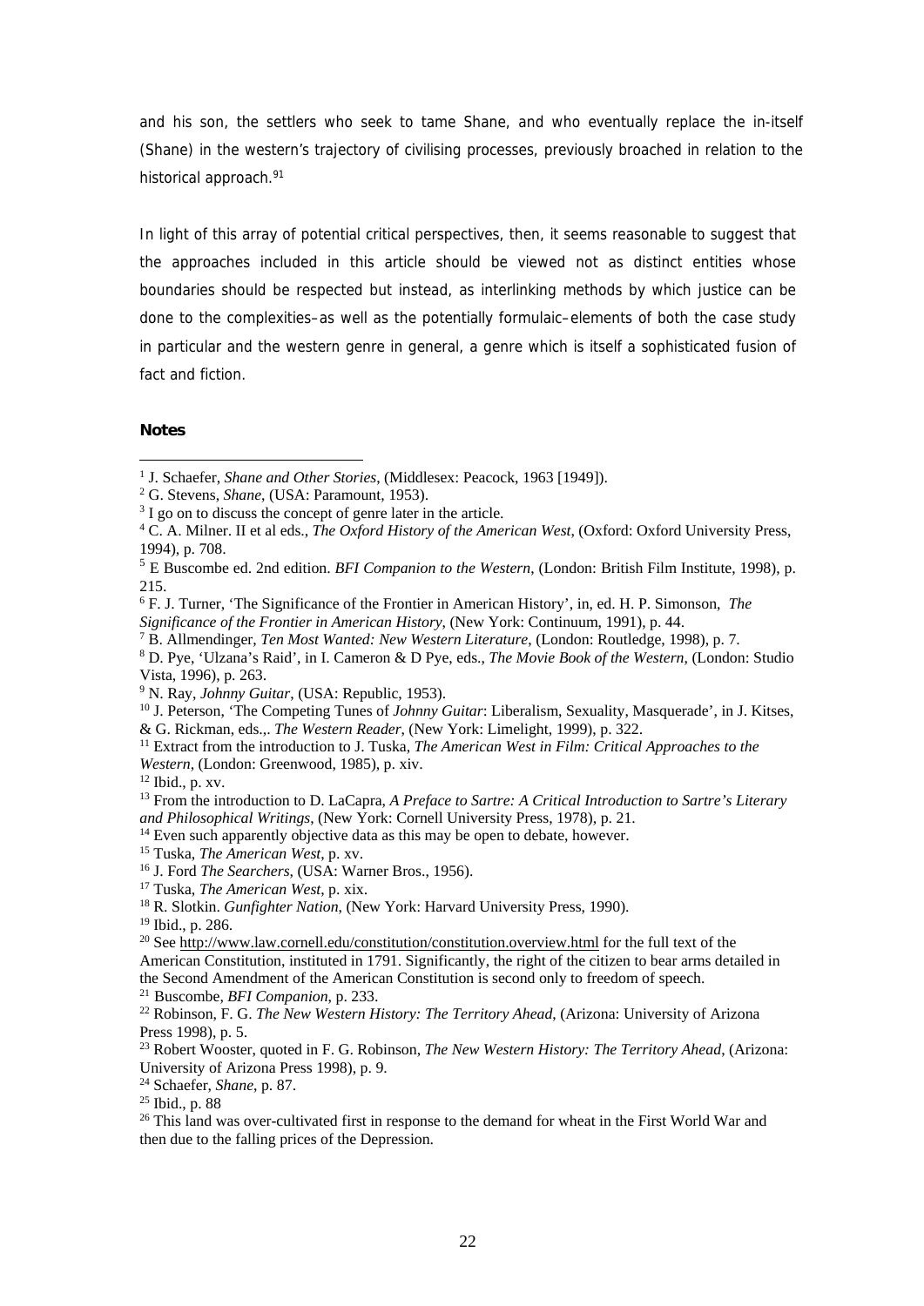and his son, the settlers who seek to tame Shane, and who eventually replace the in-itself (Shane) in the western's trajectory of civilising processes, previously broached in relation to the historical approach.[91]

In light of this array of potential critical perspectives, then, it seems reasonable to suggest that the approaches included in this article should be viewed not as distinct entities whose boundaries should be respected but instead, as interlinking methods by which justice can be done to the complexities–as well as the potentially formulaic–elements of both the case study in particular and the western genre in general, a genre which is itself a sophisticated fusion of fact and fiction.

**Notes**

[1] J. Schaefer, *Shane and Other Stories*, (Middlesex: Peacock, 1963 [1949]).

[2] G. Stevens, *Shane*, (USA: Paramount, 1953).

[3] I go on to discuss the concept of genre later in the article.

[4] C. A. Milner. II et al eds., *The Oxford History of the American West*, (Oxford: Oxford University Press, 1994), p. 708.

[5] E Buscombe ed. 2nd edition. *BFI Companion to the Western*, (London: British Film Institute, 1998), p. 215.

[6] F. J. Turner, 'The Significance of the Frontier in American History', in, ed. H. P. Simonson, *The Significance of the Frontier in American History*, (New York: Continuum, 1991), p. 44.

[7] B. Allmendinger, *Ten Most Wanted: New Western Literature*, (London: Routledge, 1998), p. 7.

[8] D. Pye, 'Ulzana's Raid', in I. Cameron & D Pye, eds., *The Movie Book of the Western*, (London: Studio Vista, 1996), p. 263.

[9] N. Ray, *Johnny Guitar*, (USA: Republic, 1953).

[10] J. Peterson, 'The Competing Tunes of *Johnny Guitar*: Liberalism, Sexuality, Masquerade', in J. Kitses, & G. Rickman, eds.,. *The Western Reader*, (New York: Limelight, 1999), p. 322.

[11] Extract from the introduction to J. Tuska, *The American West in Film: Critical Approaches to the Western*, (London: Greenwood, 1985), p. xiv.

[12] Ibid., p. xv.

[13] From the introduction to D. LaCapra, *A Preface to Sartre: A Critical Introduction to Sartre's Literary and Philosophical Writings*, (New York: Cornell University Press, 1978), p. 21.

[14] Even such apparently objective data as this may be open to debate, however.

[15] Tuska, *The American West*, p. xv.

[16] J. Ford *The Searchers*, (USA: Warner Bros., 1956).

[17] Tuska, *The American West*, p. xix.

[18] R. Slotkin. *Gunfighter Nation*, (New York: Harvard University Press, 1990).

[19] Ibid., p. 286.

[20] See http://www.law.cornell.edu/constitution/constitution.overview.html for the full text of the American Constitution, instituted in 1791. Significantly, the right of the citizen to bear arms detailed in the Second Amendment of the American Constitution is second only to freedom of speech.

[21] Buscombe, *BFI Companion*, p. 233.

[22] Robinson, F. G. *The New Western History: The Territory Ahead*, (Arizona: University of Arizona Press 1998), p. 5.

[23] Robert Wooster, quoted in F. G. Robinson, *The New Western History: The Territory Ahead*, (Arizona: University of Arizona Press 1998), p. 9.

[24] Schaefer, *Shane*, p. 87.

[25] Ibid., p. 88

[26] This land was over-cultivated first in response to the demand for wheat in the First World War and then due to the falling prices of the Depression.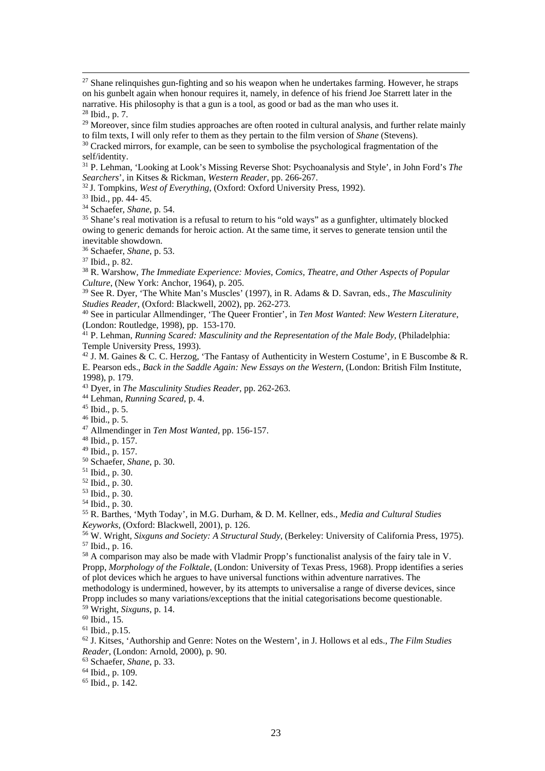[27] Shane relinquishes gun-fighting and so his weapon when he undertakes farming. However, he straps on his gunbelt again when honour requires it, namely, in defence of his friend Joe Starrett later in the narrative. His philosophy is that a gun is a tool, as good or bad as the man who uses it.
[28] Ibid., p. 7.
[29] Moreover, since film studies approaches are often rooted in cultural analysis, and further relate mainly to film texts, I will only refer to them as they pertain to the film version of *Shane* (Stevens).
[30] Cracked mirrors, for example, can be seen to symbolise the psychological fragmentation of the self/identity.
[31] P. Lehman, 'Looking at Look's Missing Reverse Shot: Psychoanalysis and Style', in John Ford's *The Searchers*', in Kitses & Rickman, *Western Reader*, pp. 266-267.
[32] J. Tompkins, *West of Everything*, (Oxford: Oxford University Press, 1992).
[33] Ibid., pp. 44- 45.
[34] Schaefer, *Shane*, p. 54.
[35] Shane's real motivation is a refusal to return to his "old ways" as a gunfighter, ultimately blocked owing to generic demands for heroic action. At the same time, it serves to generate tension until the inevitable showdown.
[36] Schaefer, *Shane*, p. 53.
[37] Ibid., p. 82.
[38] R. Warshow, *The Immediate Experience: Movies, Comics, Theatre, and Other Aspects of Popular Culture*, (New York: Anchor, 1964), p. 205.
[39] See R. Dyer, 'The White Man's Muscles' (1997), in R. Adams & D. Savran, eds., *The Masculinity Studies Reader*, (Oxford: Blackwell, 2002), pp. 262-273.
[40] See in particular Allmendinger, 'The Queer Frontier', in *Ten Most Wanted*: *New Western Literature*, (London: Routledge, 1998), pp. 153-170.
[41] P. Lehman, *Running Scared: Masculinity and the Representation of the Male Body*, (Philadelphia: Temple University Press, 1993).
[42] J. M. Gaines & C. C. Herzog, 'The Fantasy of Authenticity in Western Costume', in E Buscombe & R. E. Pearson eds., *Back in the Saddle Again: New Essays on the Western*, (London: British Film Institute, 1998), p. 179.
[43] Dyer, in *The Masculinity Studies Reader*, pp. 262-263.
[44] Lehman, *Running Scared*, p. 4.
[45] Ibid., p. 5.
[46] Ibid., p. 5.
[47] Allmendinger in *Ten Most Wanted*, pp. 156-157.
[48] Ibid., p. 157.
[49] Ibid., p. 157.
[50] Schaefer, *Shane*, p. 30.
[51] Ibid., p. 30.
[52] Ibid., p. 30.
[53] Ibid., p. 30.
[54] Ibid., p. 30.
[55] R. Barthes, 'Myth Today', in M.G. Durham, & D. M. Kellner, eds., *Media and Cultural Studies Keyworks*, (Oxford: Blackwell, 2001), p. 126.
[56] W. Wright, *Sixguns and Society: A Structural Study*, (Berkeley: University of California Press, 1975).
[57] Ibid., p. 16.
[58] A comparison may also be made with Vladmir Propp's functionalist analysis of the fairy tale in V. Propp, *Morphology of the Folktale*, (London: University of Texas Press, 1968). Propp identifies a series of plot devices which he argues to have universal functions within adventure narratives. The methodology is undermined, however, by its attempts to universalise a range of diverse devices, since Propp includes so many variations/exceptions that the initial categorisations become questionable.
[59] Wright, *Sixguns*, p. 14.
[60] Ibid., 15.
[61] Ibid., p.15.
[62] J. Kitses, 'Authorship and Genre: Notes on the Western', in J. Hollows et al eds., *The Film Studies Reader*, (London: Arnold, 2000), p. 90.
[63] Schaefer, *Shane*, p. 33.
[64] Ibid., p. 109.
[65] Ibid., p. 142.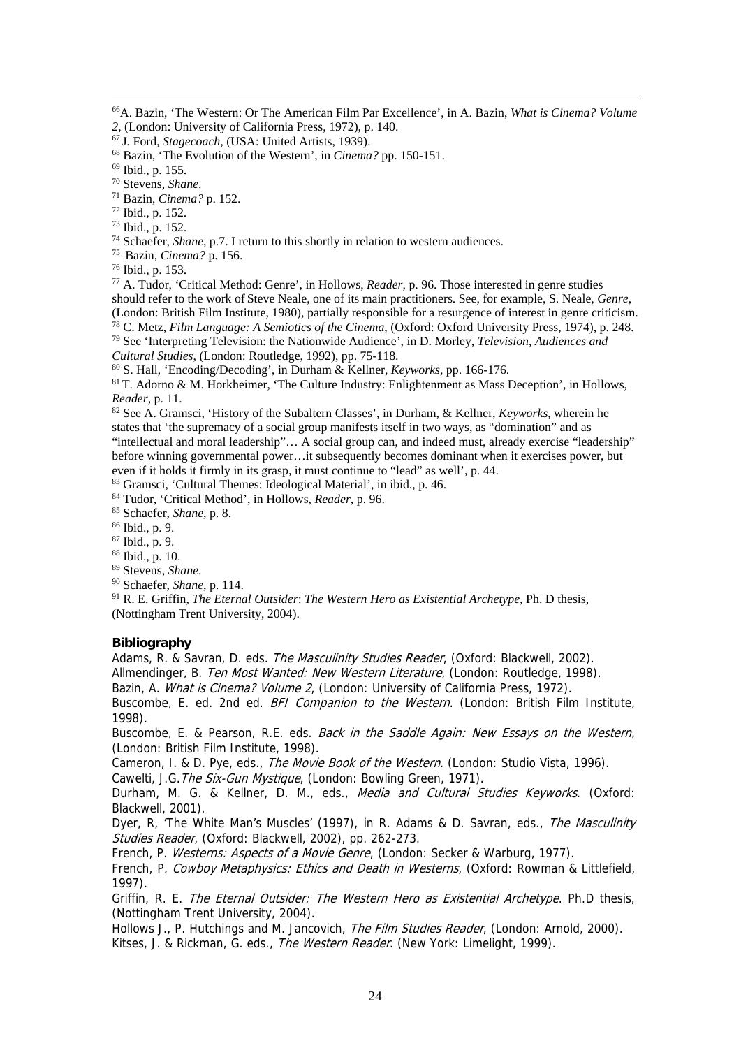[66] A. Bazin, 'The Western: Or The American Film Par Excellence', in A. Bazin, *What is Cinema? Volume 2*, (London: University of California Press, 1972), p. 140.

[67] J. Ford, *Stagecoach*, (USA: United Artists, 1939).

[68] Bazin, 'The Evolution of the Western', in *Cinema?* pp. 150-151.

[69] Ibid., p. 155.

[70] Stevens, *Shane*.

[71] Bazin, *Cinema?* p. 152.

[72] Ibid., p. 152.

[73] Ibid., p. 152.

[74] Schaefer, *Shane*, p.7. I return to this shortly in relation to western audiences.

[75] Bazin, *Cinema?* p. 156.

[76] Ibid., p. 153.

[77] A. Tudor, 'Critical Method: Genre', in Hollows, *Reader*, p. 96. Those interested in genre studies should refer to the work of Steve Neale, one of its main practitioners. See, for example, S. Neale, *Genre*, (London: British Film Institute, 1980), partially responsible for a resurgence of interest in genre criticism.

[78] C. Metz, *Film Language: A Semiotics of the Cinema*, (Oxford: Oxford University Press, 1974), p. 248.

[79] See 'Interpreting Television: the Nationwide Audience', in D. Morley, *Television, Audiences and Cultural Studies*, (London: Routledge, 1992), pp. 75-118.

[80] S. Hall, 'Encoding/Decoding', in Durham & Kellner, *Keyworks*, pp. 166-176.

[81] T. Adorno & M. Horkheimer, 'The Culture Industry: Enlightenment as Mass Deception', in Hollows, *Reader*, p. 11.

[82] See A. Gramsci, 'History of the Subaltern Classes', in Durham, & Kellner, *Keyworks*, wherein he states that 'the supremacy of a social group manifests itself in two ways, as "domination" and as "intellectual and moral leadership"… A social group can, and indeed must, already exercise "leadership" before winning governmental power…it subsequently becomes dominant when it exercises power, but even if it holds it firmly in its grasp, it must continue to "lead" as well', p. 44.

[83] Gramsci, 'Cultural Themes: Ideological Material', in ibid., p. 46.

[84] Tudor, 'Critical Method', in Hollows, *Reader*, p. 96.

[85] Schaefer, *Shane*, p. 8.

[86] Ibid., p. 9.

[87] Ibid., p. 9.

[88] Ibid., p. 10.

[89] Stevens, *Shane*.

[90] Schaefer, *Shane*, p. 114.

[91] R. E. Griffin, *The Eternal Outsider*: *The Western Hero as Existential Archetype*, Ph. D thesis, (Nottingham Trent University, 2004).

## Bibliography

Adams, R. & Savran, D. eds. *The Masculinity Studies Reader*, (Oxford: Blackwell, 2002).

Allmendinger, B. *Ten Most Wanted: New Western Literature*, (London: Routledge, 1998).

Bazin, A. *What is Cinema? Volume 2*, (London: University of California Press, 1972).

Buscombe, E. ed. 2nd ed. *BFI Companion to the Western*. (London: British Film Institute, 1998).

Buscombe, E. & Pearson, R.E. eds. *Back in the Saddle Again: New Essays on the Western*, (London: British Film Institute, 1998).

Cameron, I. & D. Pye, eds., *The Movie Book of the Western*. (London: Studio Vista, 1996).

Cawelti, J.G. *The Six-Gun Mystique*, (London: Bowling Green, 1971).

Durham, M. G. & Kellner, D. M., eds., *Media and Cultural Studies Keyworks*. (Oxford: Blackwell, 2001).

Dyer, R, 'The White Man's Muscles' (1997), in R. Adams & D. Savran, eds., *The Masculinity Studies Reader*, (Oxford: Blackwell, 2002), pp. 262-273.

French, P. *Westerns: Aspects of a Movie Genre*, (London: Secker & Warburg, 1977).

French, P. *Cowboy Metaphysics: Ethics and Death in Westerns*, (Oxford: Rowman & Littlefield, 1997).

Griffin, R. E. *The Eternal Outsider: The Western Hero as Existential Archetype*. Ph.D thesis, (Nottingham Trent University, 2004).

Hollows J., P. Hutchings and M. Jancovich, *The Film Studies Reader*, (London: Arnold, 2000).

Kitses, J. & Rickman, G. eds., *The Western Reader*. (New York: Limelight, 1999).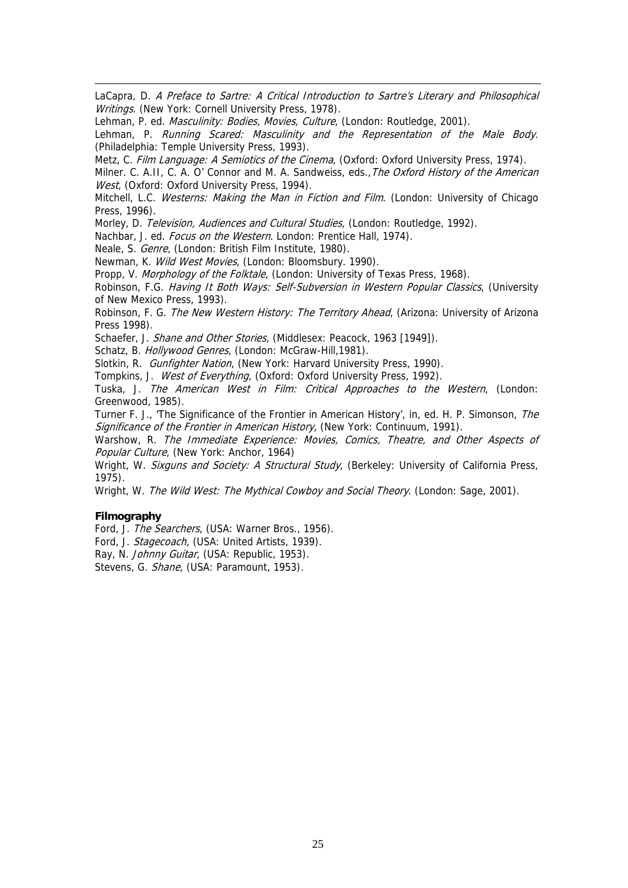LaCapra, D. *A Preface to Sartre: A Critical Introduction to Sartre's Literary and Philosophical Writings*. (New York: Cornell University Press, 1978).

Lehman, P. ed. *Masculinity: Bodies, Movies, Culture*, (London: Routledge, 2001).

Lehman, P. *Running Scared: Masculinity and the Representation of the Male Body*. (Philadelphia: Temple University Press, 1993).

Metz, C. *Film Language: A Semiotics of the Cinema*, (Oxford: Oxford University Press, 1974).

Milner. C. A.II, C. A. O' Connor and M. A. Sandweiss, eds.,*The Oxford History of the American West*, (Oxford: Oxford University Press, 1994).

Mitchell, L.C. *Westerns: Making the Man in Fiction and Film*. (London: University of Chicago Press, 1996).

Morley, D. *Television, Audiences and Cultural Studies*, (London: Routledge, 1992).

Nachbar, J. ed. *Focus on the Western*. London: Prentice Hall, 1974).

Neale, S. *Genre*, (London: British Film Institute, 1980).

Newman, K. *Wild West Movies*, (London: Bloomsbury. 1990).

Propp, V. *Morphology of the Folktale*, (London: University of Texas Press, 1968).

Robinson, F.G. *Having It Both Ways: Self-Subversion in Western Popular Classics*, (University of New Mexico Press, 1993).

Robinson, F. G. *The New Western History: The Territory Ahead*, (Arizona: University of Arizona Press 1998).

Schaefer, J. *Shane and Other Stories*, (Middlesex: Peacock, 1963 [1949]).

Schatz, B. *Hollywood Genres*, (London: McGraw-Hill,1981).

Slotkin, R. *Gunfighter Nation*, (New York: Harvard University Press, 1990).

Tompkins, J. *West of Everything*, (Oxford: Oxford University Press, 1992).

Tuska, J. *The American West in Film: Critical Approaches to the Western*, (London: Greenwood, 1985).

Turner F. J., 'The Significance of the Frontier in American History', in, ed. H. P. Simonson, *The Significance of the Frontier in American History*, (New York: Continuum, 1991).

Warshow, R. *The Immediate Experience: Movies, Comics, Theatre, and Other Aspects of Popular Culture*, (New York: Anchor, 1964)

Wright, W. *Sixguns and Society: A Structural Study*, (Berkeley: University of California Press, 1975).

Wright, W. *The Wild West: The Mythical Cowboy and Social Theory*. (London: Sage, 2001).

**Filmography**

Ford, J. *The Searchers*, (USA: Warner Bros., 1956).

Ford, J. *Stagecoach,* (USA: United Artists, 1939).

Ray, N. *Johnny Guitar*, (USA: Republic, 1953).

Stevens, G. *Shane*, (USA: Paramount, 1953).